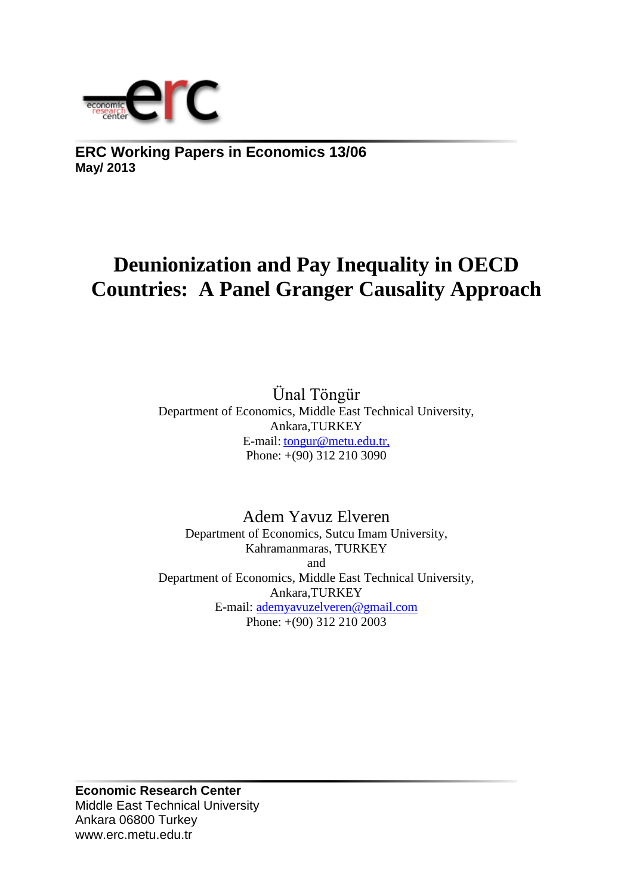**ERC Working Papers in Economics 13/06**
**May/ 2013**

# Deunionization and Pay Inequality in OECD Countries: A Panel Granger Causality Approach

Ünal Töngür
Department of Economics, Middle East Technical University,
Ankara,TURKEY
E-mail: tongur@metu.edu.tr,
Phone: +(90) 312 210 3090

Adem Yavuz Elveren
Department of Economics, Sutcu Imam University,
Kahramanmaras, TURKEY
and
Department of Economics, Middle East Technical University,
Ankara,TURKEY
E-mail: ademyavuzelveren@gmail.com
Phone: +(90) 312 210 2003

**Economic Research Center**
Middle East Technical University
Ankara 06800 Turkey
www.erc.metu.edu.tr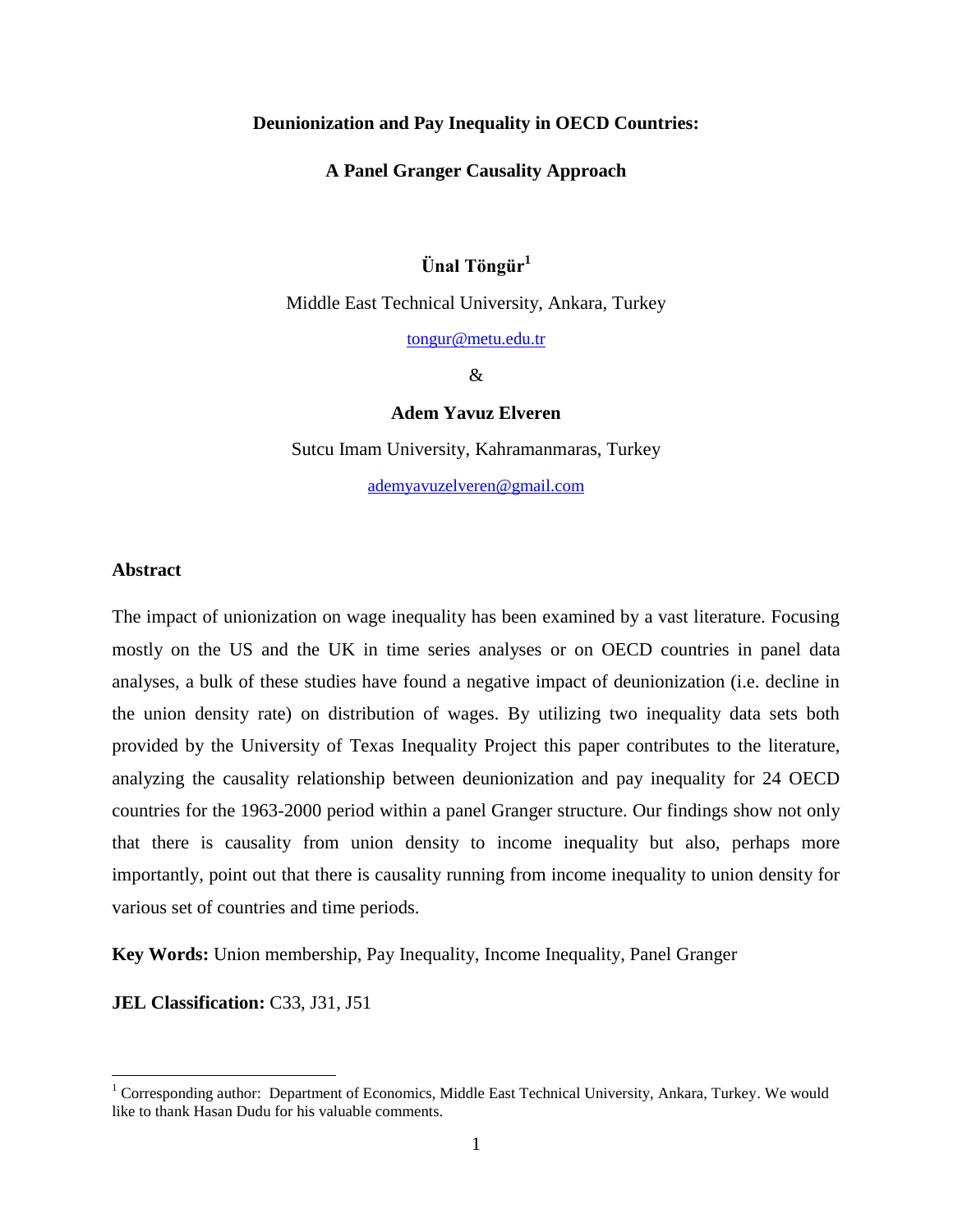# Deunionization and Pay Inequality in OECD Countries:

## A Panel Granger Causality Approach

**Ünal Töngür**[1]

Middle East Technical University, Ankara, Turkey

tongur@metu.edu.tr

&

**Adem Yavuz Elveren**

Sutcu Imam University, Kahramanmaras, Turkey

ademyavuzelveren@gmail.com

### Abstract

The impact of unionization on wage inequality has been examined by a vast literature. Focusing mostly on the US and the UK in time series analyses or on OECD countries in panel data analyses, a bulk of these studies have found a negative impact of deunionization (i.e. decline in the union density rate) on distribution of wages. By utilizing two inequality data sets both provided by the University of Texas Inequality Project this paper contributes to the literature, analyzing the causality relationship between deunionization and pay inequality for 24 OECD countries for the 1963-2000 period within a panel Granger structure. Our findings show not only that there is causality from union density to income inequality but also, perhaps more importantly, point out that there is causality running from income inequality to union density for various set of countries and time periods.

**Key Words:** Union membership, Pay Inequality, Income Inequality, Panel Granger

**JEL Classification:** C33, J31, J51

---

[1] Corresponding author: Department of Economics, Middle East Technical University, Ankara, Turkey. We would like to thank Hasan Dudu for his valuable comments.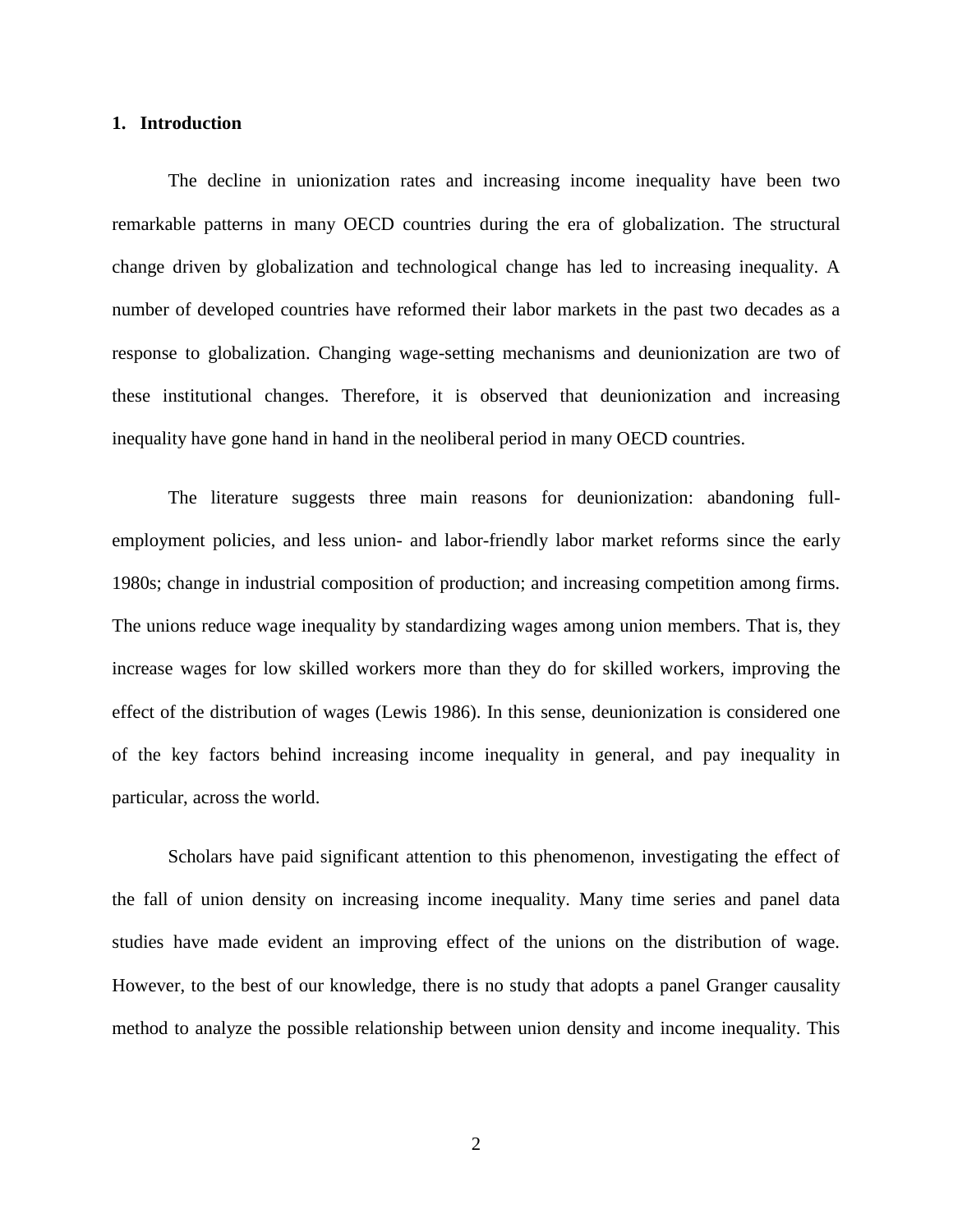## 1. Introduction

The decline in unionization rates and increasing income inequality have been two remarkable patterns in many OECD countries during the era of globalization. The structural change driven by globalization and technological change has led to increasing inequality. A number of developed countries have reformed their labor markets in the past two decades as a response to globalization. Changing wage-setting mechanisms and deunionization are two of these institutional changes. Therefore, it is observed that deunionization and increasing inequality have gone hand in hand in the neoliberal period in many OECD countries.

The literature suggests three main reasons for deunionization: abandoning full-employment policies, and less union- and labor-friendly labor market reforms since the early 1980s; change in industrial composition of production; and increasing competition among firms. The unions reduce wage inequality by standardizing wages among union members. That is, they increase wages for low skilled workers more than they do for skilled workers, improving the effect of the distribution of wages (Lewis 1986). In this sense, deunionization is considered one of the key factors behind increasing income inequality in general, and pay inequality in particular, across the world.

Scholars have paid significant attention to this phenomenon, investigating the effect of the fall of union density on increasing income inequality. Many time series and panel data studies have made evident an improving effect of the unions on the distribution of wage. However, to the best of our knowledge, there is no study that adopts a panel Granger causality method to analyze the possible relationship between union density and income inequality. This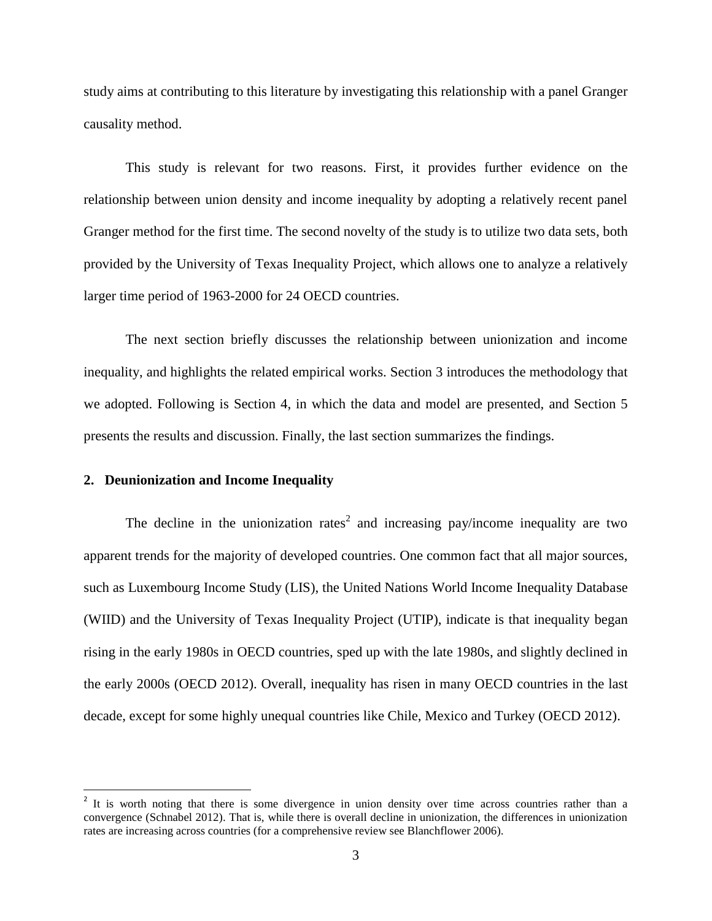study aims at contributing to this literature by investigating this relationship with a panel Granger causality method.

This study is relevant for two reasons. First, it provides further evidence on the relationship between union density and income inequality by adopting a relatively recent panel Granger method for the first time. The second novelty of the study is to utilize two data sets, both provided by the University of Texas Inequality Project, which allows one to analyze a relatively larger time period of 1963-2000 for 24 OECD countries.

The next section briefly discusses the relationship between unionization and income inequality, and highlights the related empirical works. Section 3 introduces the methodology that we adopted. Following is Section 4, in which the data and model are presented, and Section 5 presents the results and discussion. Finally, the last section summarizes the findings.

## 2. Deunionization and Income Inequality

The decline in the unionization rates[2] and increasing pay/income inequality are two apparent trends for the majority of developed countries. One common fact that all major sources, such as Luxembourg Income Study (LIS), the United Nations World Income Inequality Database (WIID) and the University of Texas Inequality Project (UTIP), indicate is that inequality began rising in the early 1980s in OECD countries, sped up with the late 1980s, and slightly declined in the early 2000s (OECD 2012). Overall, inequality has risen in many OECD countries in the last decade, except for some highly unequal countries like Chile, Mexico and Turkey (OECD 2012).

[2] It is worth noting that there is some divergence in union density over time across countries rather than a convergence (Schnabel 2012). That is, while there is overall decline in unionization, the differences in unionization rates are increasing across countries (for a comprehensive review see Blanchflower 2006).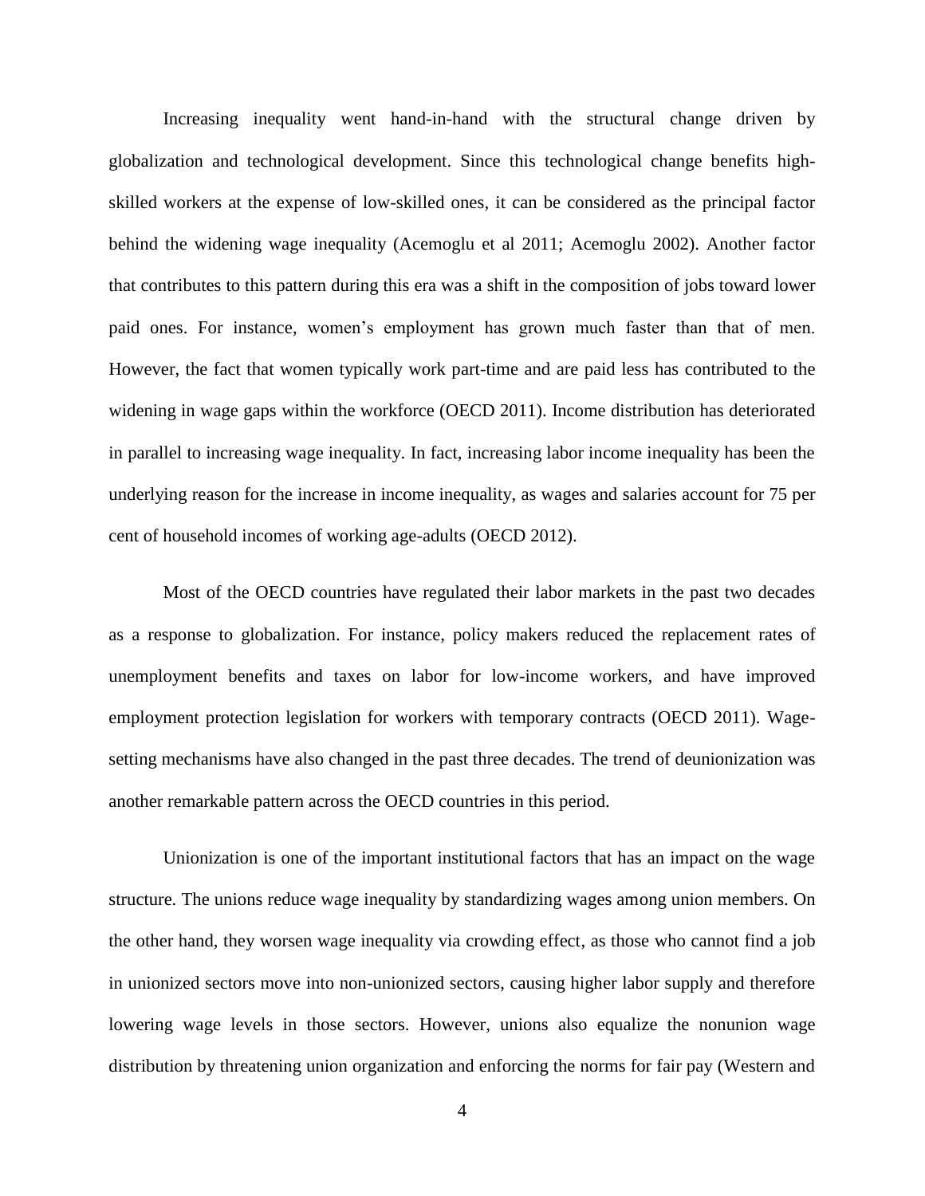Increasing inequality went hand-in-hand with the structural change driven by globalization and technological development. Since this technological change benefits high-skilled workers at the expense of low-skilled ones, it can be considered as the principal factor behind the widening wage inequality (Acemoglu et al 2011; Acemoglu 2002). Another factor that contributes to this pattern during this era was a shift in the composition of jobs toward lower paid ones. For instance, women's employment has grown much faster than that of men. However, the fact that women typically work part-time and are paid less has contributed to the widening in wage gaps within the workforce (OECD 2011). Income distribution has deteriorated in parallel to increasing wage inequality. In fact, increasing labor income inequality has been the underlying reason for the increase in income inequality, as wages and salaries account for 75 per cent of household incomes of working age-adults (OECD 2012).

Most of the OECD countries have regulated their labor markets in the past two decades as a response to globalization. For instance, policy makers reduced the replacement rates of unemployment benefits and taxes on labor for low-income workers, and have improved employment protection legislation for workers with temporary contracts (OECD 2011). Wage-setting mechanisms have also changed in the past three decades. The trend of deunionization was another remarkable pattern across the OECD countries in this period.

Unionization is one of the important institutional factors that has an impact on the wage structure. The unions reduce wage inequality by standardizing wages among union members. On the other hand, they worsen wage inequality via crowding effect, as those who cannot find a job in unionized sectors move into non-unionized sectors, causing higher labor supply and therefore lowering wage levels in those sectors. However, unions also equalize the nonunion wage distribution by threatening union organization and enforcing the norms for fair pay (Western and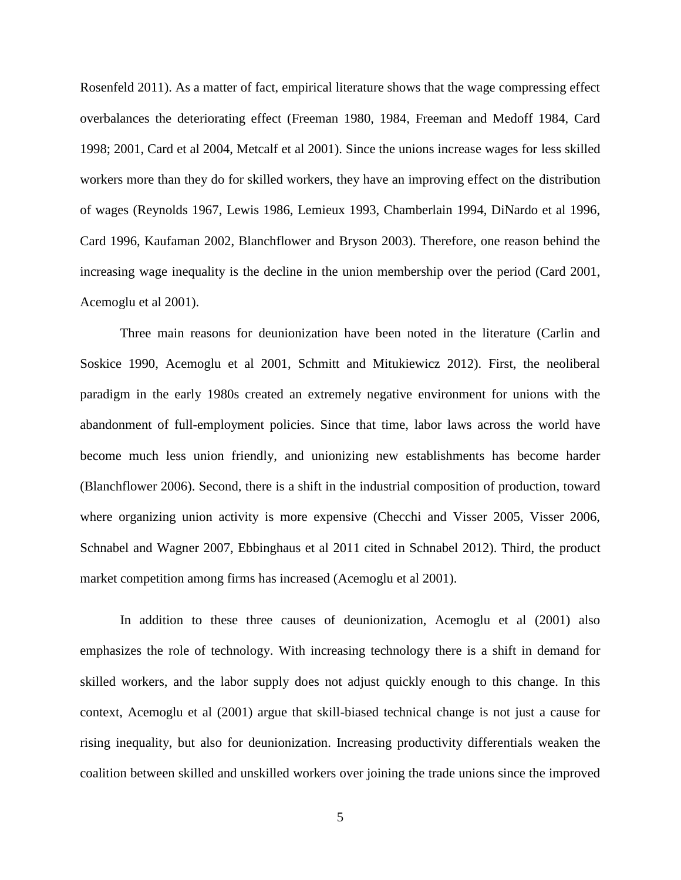Rosenfeld 2011). As a matter of fact, empirical literature shows that the wage compressing effect overbalances the deteriorating effect (Freeman 1980, 1984, Freeman and Medoff 1984, Card 1998; 2001, Card et al 2004, Metcalf et al 2001). Since the unions increase wages for less skilled workers more than they do for skilled workers, they have an improving effect on the distribution of wages (Reynolds 1967, Lewis 1986, Lemieux 1993, Chamberlain 1994, DiNardo et al 1996, Card 1996, Kaufaman 2002, Blanchflower and Bryson 2003). Therefore, one reason behind the increasing wage inequality is the decline in the union membership over the period (Card 2001, Acemoglu et al 2001).

Three main reasons for deunionization have been noted in the literature (Carlin and Soskice 1990, Acemoglu et al 2001, Schmitt and Mitukiewicz 2012). First, the neoliberal paradigm in the early 1980s created an extremely negative environment for unions with the abandonment of full-employment policies. Since that time, labor laws across the world have become much less union friendly, and unionizing new establishments has become harder (Blanchflower 2006). Second, there is a shift in the industrial composition of production, toward where organizing union activity is more expensive (Checchi and Visser 2005, Visser 2006, Schnabel and Wagner 2007, Ebbinghaus et al 2011 cited in Schnabel 2012). Third, the product market competition among firms has increased (Acemoglu et al 2001).

In addition to these three causes of deunionization, Acemoglu et al (2001) also emphasizes the role of technology. With increasing technology there is a shift in demand for skilled workers, and the labor supply does not adjust quickly enough to this change. In this context, Acemoglu et al (2001) argue that skill-biased technical change is not just a cause for rising inequality, but also for deunionization. Increasing productivity differentials weaken the coalition between skilled and unskilled workers over joining the trade unions since the improved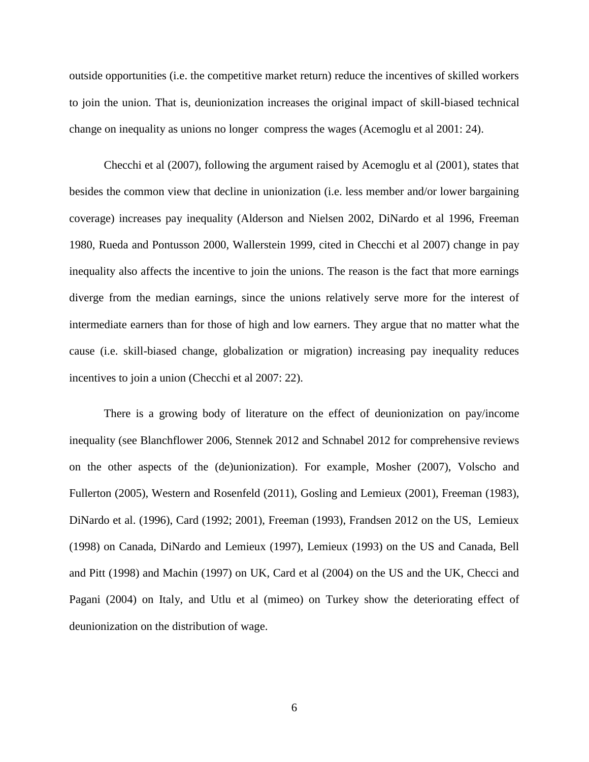outside opportunities (i.e. the competitive market return) reduce the incentives of skilled workers to join the union. That is, deunionization increases the original impact of skill-biased technical change on inequality as unions no longer compress the wages (Acemoglu et al 2001: 24).

Checchi et al (2007), following the argument raised by Acemoglu et al (2001), states that besides the common view that decline in unionization (i.e. less member and/or lower bargaining coverage) increases pay inequality (Alderson and Nielsen 2002, DiNardo et al 1996, Freeman 1980, Rueda and Pontusson 2000, Wallerstein 1999, cited in Checchi et al 2007) change in pay inequality also affects the incentive to join the unions. The reason is the fact that more earnings diverge from the median earnings, since the unions relatively serve more for the interest of intermediate earners than for those of high and low earners. They argue that no matter what the cause (i.e. skill-biased change, globalization or migration) increasing pay inequality reduces incentives to join a union (Checchi et al 2007: 22).

There is a growing body of literature on the effect of deunionization on pay/income inequality (see Blanchflower 2006, Stennek 2012 and Schnabel 2012 for comprehensive reviews on the other aspects of the (de)unionization). For example, Mosher (2007), Volscho and Fullerton (2005), Western and Rosenfeld (2011), Gosling and Lemieux (2001), Freeman (1983), DiNardo et al. (1996), Card (1992; 2001), Freeman (1993), Frandsen 2012 on the US, Lemieux (1998) on Canada, DiNardo and Lemieux (1997), Lemieux (1993) on the US and Canada, Bell and Pitt (1998) and Machin (1997) on UK, Card et al (2004) on the US and the UK, Checci and Pagani (2004) on Italy, and Utlu et al (mimeo) on Turkey show the deteriorating effect of deunionization on the distribution of wage.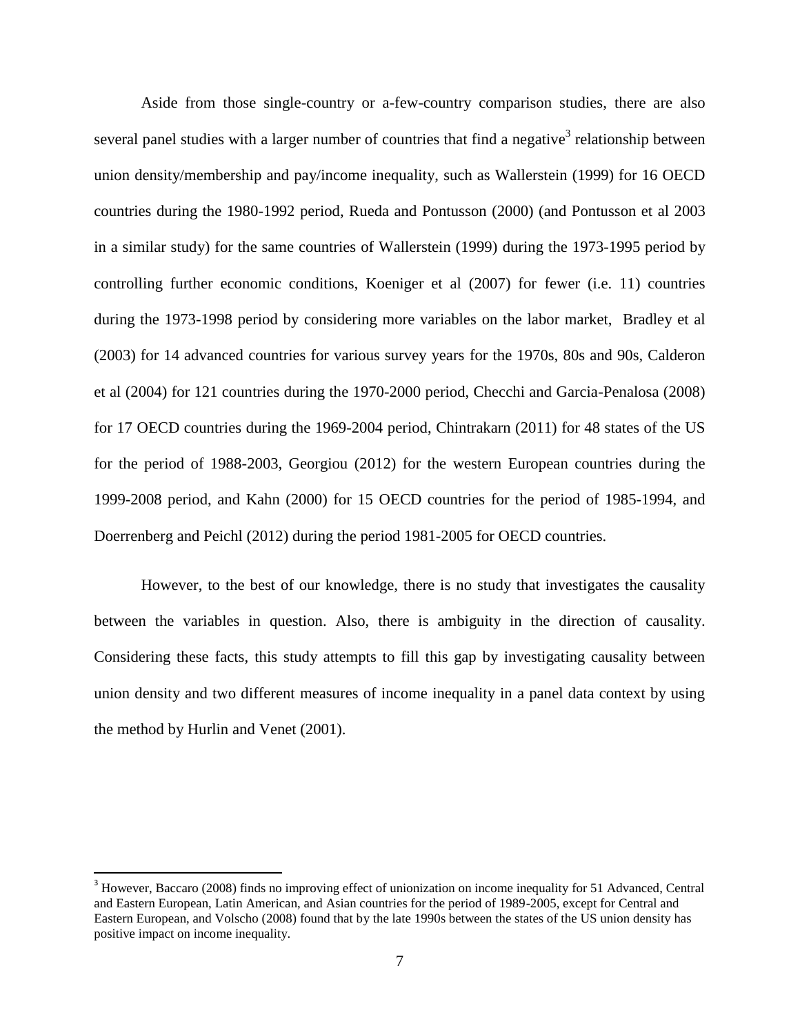Aside from those single-country or a-few-country comparison studies, there are also several panel studies with a larger number of countries that find a negative[3] relationship between union density/membership and pay/income inequality, such as Wallerstein (1999) for 16 OECD countries during the 1980-1992 period, Rueda and Pontusson (2000) (and Pontusson et al 2003 in a similar study) for the same countries of Wallerstein (1999) during the 1973-1995 period by controlling further economic conditions, Koeniger et al (2007) for fewer (i.e. 11) countries during the 1973-1998 period by considering more variables on the labor market, Bradley et al (2003) for 14 advanced countries for various survey years for the 1970s, 80s and 90s, Calderon et al (2004) for 121 countries during the 1970-2000 period, Checchi and Garcia-Penalosa (2008) for 17 OECD countries during the 1969-2004 period, Chintrakarn (2011) for 48 states of the US for the period of 1988-2003, Georgiou (2012) for the western European countries during the 1999-2008 period, and Kahn (2000) for 15 OECD countries for the period of 1985-1994, and Doerrenberg and Peichl (2012) during the period 1981-2005 for OECD countries.

However, to the best of our knowledge, there is no study that investigates the causality between the variables in question. Also, there is ambiguity in the direction of causality. Considering these facts, this study attempts to fill this gap by investigating causality between union density and two different measures of income inequality in a panel data context by using the method by Hurlin and Venet (2001).

[3] However, Baccaro (2008) finds no improving effect of unionization on income inequality for 51 Advanced, Central and Eastern European, Latin American, and Asian countries for the period of 1989-2005, except for Central and Eastern European, and Volscho (2008) found that by the late 1990s between the states of the US union density has positive impact on income inequality.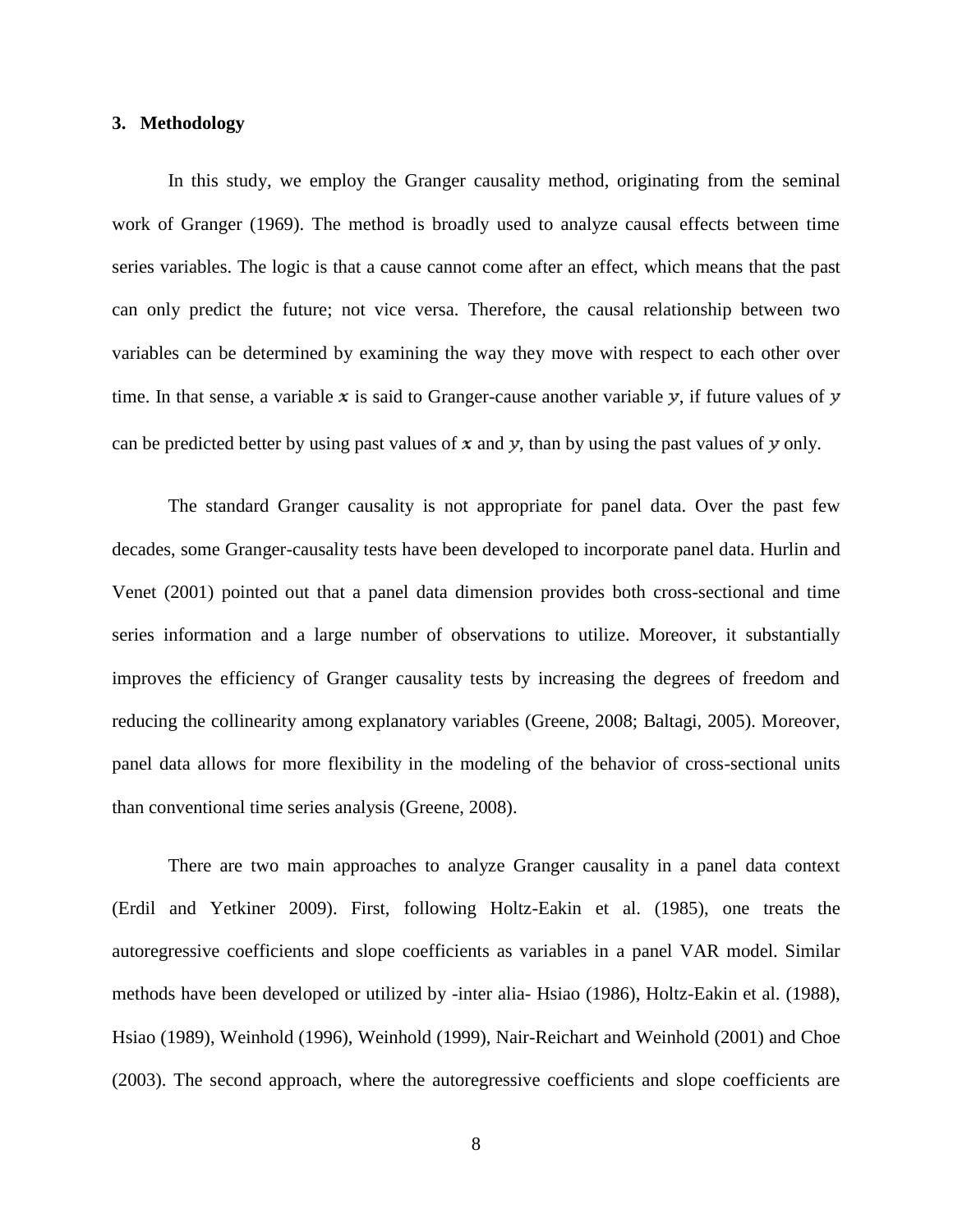## 3. Methodology

In this study, we employ the Granger causality method, originating from the seminal work of Granger (1969). The method is broadly used to analyze causal effects between time series variables. The logic is that a cause cannot come after an effect, which means that the past can only predict the future; not vice versa. Therefore, the causal relationship between two variables can be determined by examining the way they move with respect to each other over time. In that sense, a variable $x$ is said to Granger-cause another variable $y$, if future values of $y$ can be predicted better by using past values of $x$ and $y$, than by using the past values of $y$ only.

The standard Granger causality is not appropriate for panel data. Over the past few decades, some Granger-causality tests have been developed to incorporate panel data. Hurlin and Venet (2001) pointed out that a panel data dimension provides both cross-sectional and time series information and a large number of observations to utilize. Moreover, it substantially improves the efficiency of Granger causality tests by increasing the degrees of freedom and reducing the collinearity among explanatory variables (Greene, 2008; Baltagi, 2005). Moreover, panel data allows for more flexibility in the modeling of the behavior of cross-sectional units than conventional time series analysis (Greene, 2008).

There are two main approaches to analyze Granger causality in a panel data context (Erdil and Yetkiner 2009). First, following Holtz-Eakin et al. (1985), one treats the autoregressive coefficients and slope coefficients as variables in a panel VAR model. Similar methods have been developed or utilized by -inter alia- Hsiao (1986), Holtz-Eakin et al. (1988), Hsiao (1989), Weinhold (1996), Weinhold (1999), Nair-Reichart and Weinhold (2001) and Choe (2003). The second approach, where the autoregressive coefficients and slope coefficients are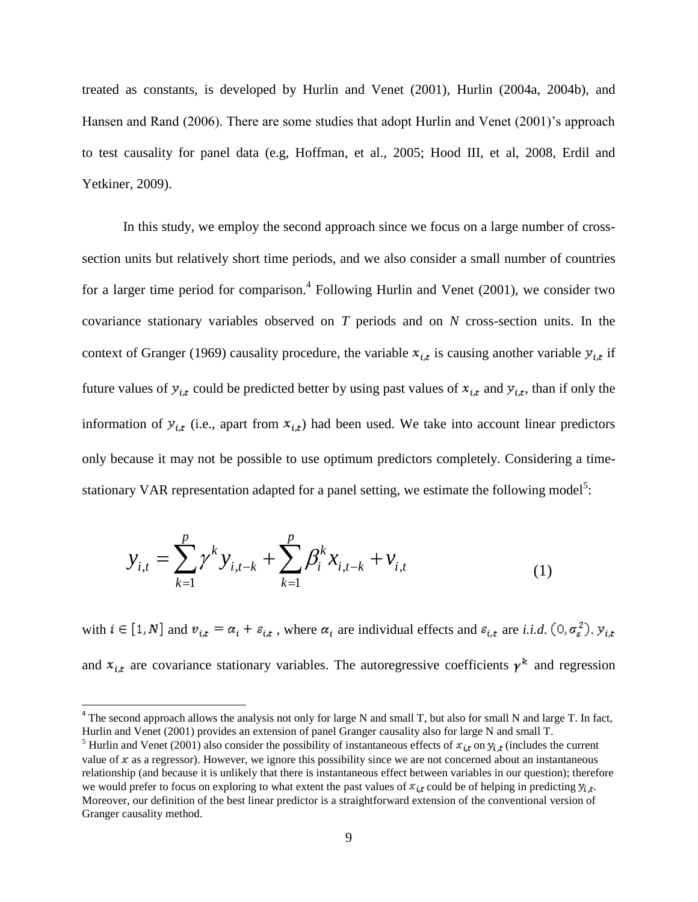treated as constants, is developed by Hurlin and Venet (2001), Hurlin (2004a, 2004b), and Hansen and Rand (2006). There are some studies that adopt Hurlin and Venet (2001)'s approach to test causality for panel data (e.g, Hoffman, et al., 2005; Hood III, et al, 2008, Erdil and Yetkiner, 2009).

In this study, we employ the second approach since we focus on a large number of cross-section units but relatively short time periods, and we also consider a small number of countries for a larger time period for comparison.[4] Following Hurlin and Venet (2001), we consider two covariance stationary variables observed on *T* periods and on *N* cross-section units. In the context of Granger (1969) causality procedure, the variable $x_{i,t}$ is causing another variable $y_{i,t}$ if future values of $y_{i,t}$ could be predicted better by using past values of $x_{i,t}$ and $y_{i,t}$, than if only the information of $y_{i,t}$ (i.e., apart from $x_{i,t}$) had been used. We take into account linear predictors only because it may not be possible to use optimum predictors completely. Considering a time-stationary VAR representation adapted for a panel setting, we estimate the following model[5]:

$$y_{i,t} = \sum_{k=1}^{p} \gamma^{k} y_{i,t-k} + \sum_{k=1}^{p} \beta_{i}^{k} x_{i,t-k} + v_{i,t} \tag{1}$$

with $i \in [1, N]$ and $v_{i,t} = \alpha_i + \varepsilon_{i,t}$ , where $\alpha_i$ are individual effects and $\varepsilon_{i,t}$ are *i.i.d.* $(0, \sigma_\varepsilon^2)$. $y_{i,t}$ and $x_{i,t}$ are covariance stationary variables. The autoregressive coefficients $\gamma^k$ and regression

---

[4] The second approach allows the analysis not only for large N and small T, but also for small N and large T. In fact, Hurlin and Venet (2001) provides an extension of panel Granger causality also for large N and small T.

[5] Hurlin and Venet (2001) also consider the possibility of instantaneous effects of $x_{i,t}$ on $y_{i,t}$ (includes the current value of $x$ as a regressor). However, we ignore this possibility since we are not concerned about an instantaneous relationship (and because it is unlikely that there is instantaneous effect between variables in our question); therefore we would prefer to focus on exploring to what extent the past values of $x_{i,t}$ could be of helping in predicting $y_{i,t}$. Moreover, our definition of the best linear predictor is a straightforward extension of the conventional version of Granger causality method.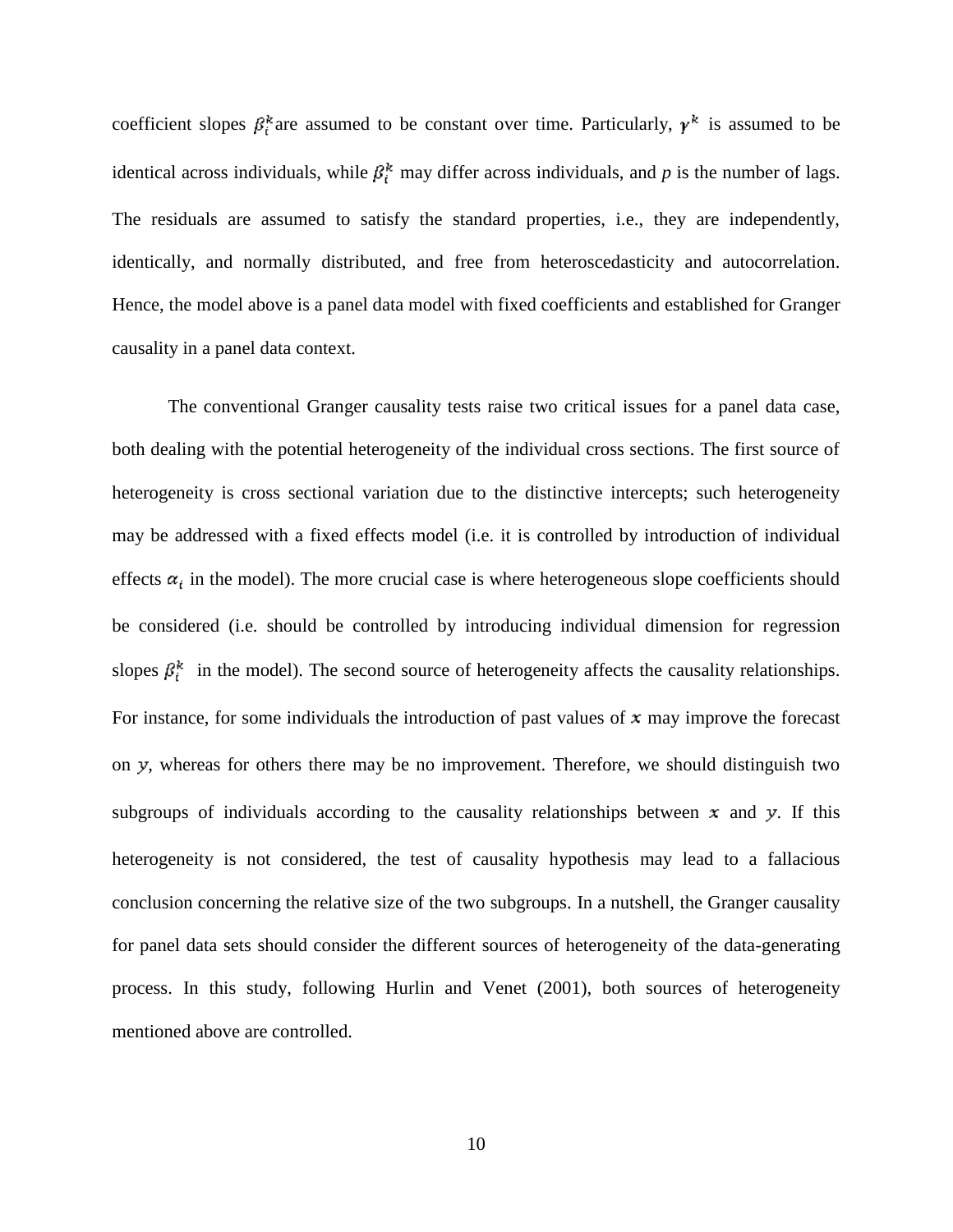coefficient slopes $\beta_i^k$ are assumed to be constant over time. Particularly, $\gamma^k$ is assumed to be identical across individuals, while $\beta_i^k$ may differ across individuals, and *p* is the number of lags. The residuals are assumed to satisfy the standard properties, i.e., they are independently, identically, and normally distributed, and free from heteroscedasticity and autocorrelation. Hence, the model above is a panel data model with fixed coefficients and established for Granger causality in a panel data context.

The conventional Granger causality tests raise two critical issues for a panel data case, both dealing with the potential heterogeneity of the individual cross sections. The first source of heterogeneity is cross sectional variation due to the distinctive intercepts; such heterogeneity may be addressed with a fixed effects model (i.e. it is controlled by introduction of individual effects $\alpha_i$ in the model). The more crucial case is where heterogeneous slope coefficients should be considered (i.e. should be controlled by introducing individual dimension for regression slopes $\beta_i^k$ in the model). The second source of heterogeneity affects the causality relationships. For instance, for some individuals the introduction of past values of $x$ may improve the forecast on $y$, whereas for others there may be no improvement. Therefore, we should distinguish two subgroups of individuals according to the causality relationships between $x$ and $y$. If this heterogeneity is not considered, the test of causality hypothesis may lead to a fallacious conclusion concerning the relative size of the two subgroups. In a nutshell, the Granger causality for panel data sets should consider the different sources of heterogeneity of the data-generating process. In this study, following Hurlin and Venet (2001), both sources of heterogeneity mentioned above are controlled.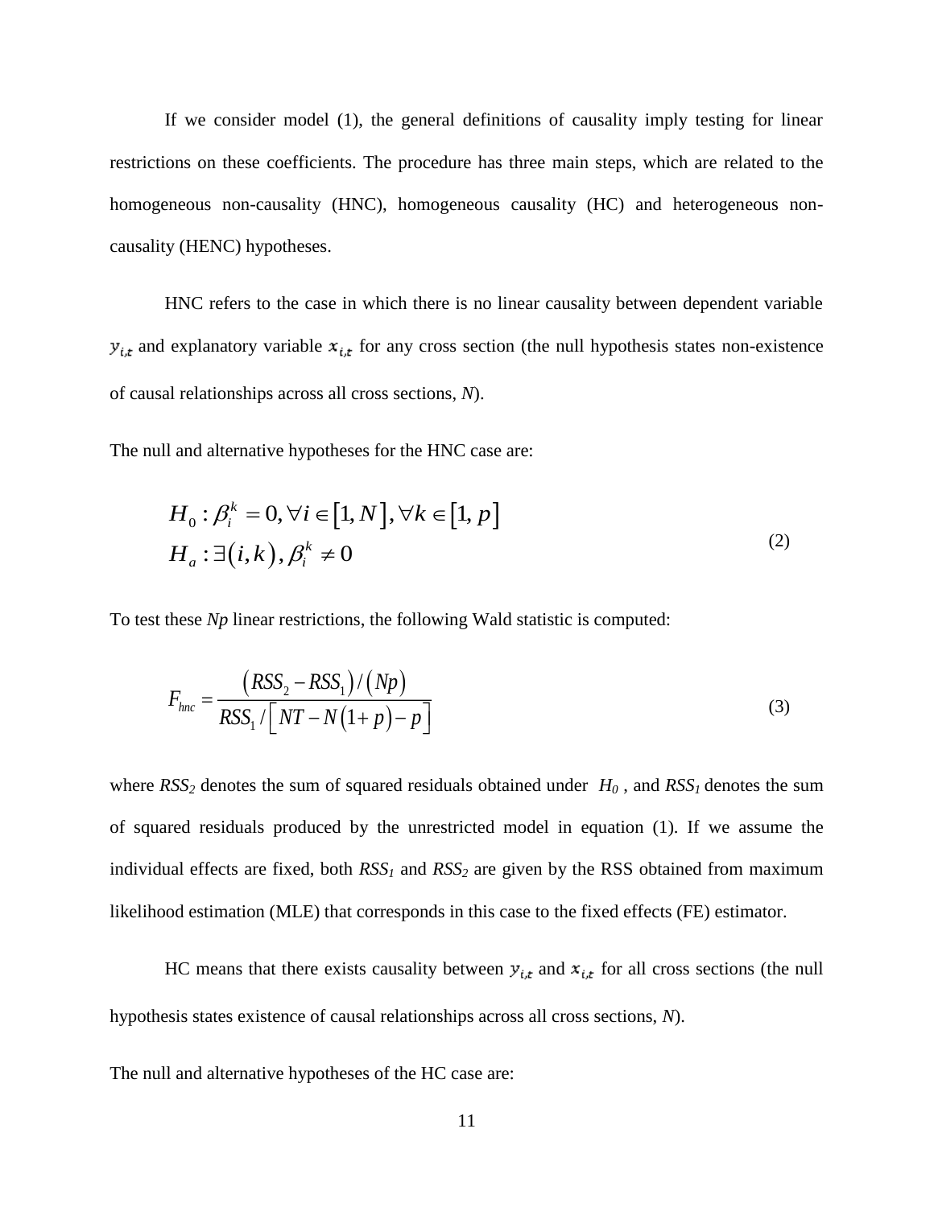If we consider model (1), the general definitions of causality imply testing for linear restrictions on these coefficients. The procedure has three main steps, which are related to the homogeneous non-causality (HNC), homogeneous causality (HC) and heterogeneous non-causality (HENC) hypotheses.

HNC refers to the case in which there is no linear causality between dependent variable $y_{i,t}$ and explanatory variable $x_{i,t}$ for any cross section (the null hypothesis states non-existence of causal relationships across all cross sections, *N*).

The null and alternative hypotheses for the HNC case are:

$$
\begin{aligned}
&H_0 : \beta_i^k = 0, \forall i \in [1, N], \forall k \in [1, p] \\
&H_a : \exists (i,k), \beta_i^k \neq 0
\end{aligned}
\tag{2}
$$

To test these *Np* linear restrictions, the following Wald statistic is computed:

$$
F_{hnc} = \frac{(RSS_2 - RSS_1)/(Np)}{RSS_1 / \left[ NT - N(1+p) - p \right]}
\tag{3}
$$

where $RSS_2$ denotes the sum of squared residuals obtained under $H_0$, and $RSS_1$ denotes the sum of squared residuals produced by the unrestricted model in equation (1). If we assume the individual effects are fixed, both $RSS_1$ and $RSS_2$ are given by the RSS obtained from maximum likelihood estimation (MLE) that corresponds in this case to the fixed effects (FE) estimator.

HC means that there exists causality between $y_{i,t}$ and $x_{i,t}$ for all cross sections (the null hypothesis states existence of causal relationships across all cross sections, *N*).

The null and alternative hypotheses of the HC case are: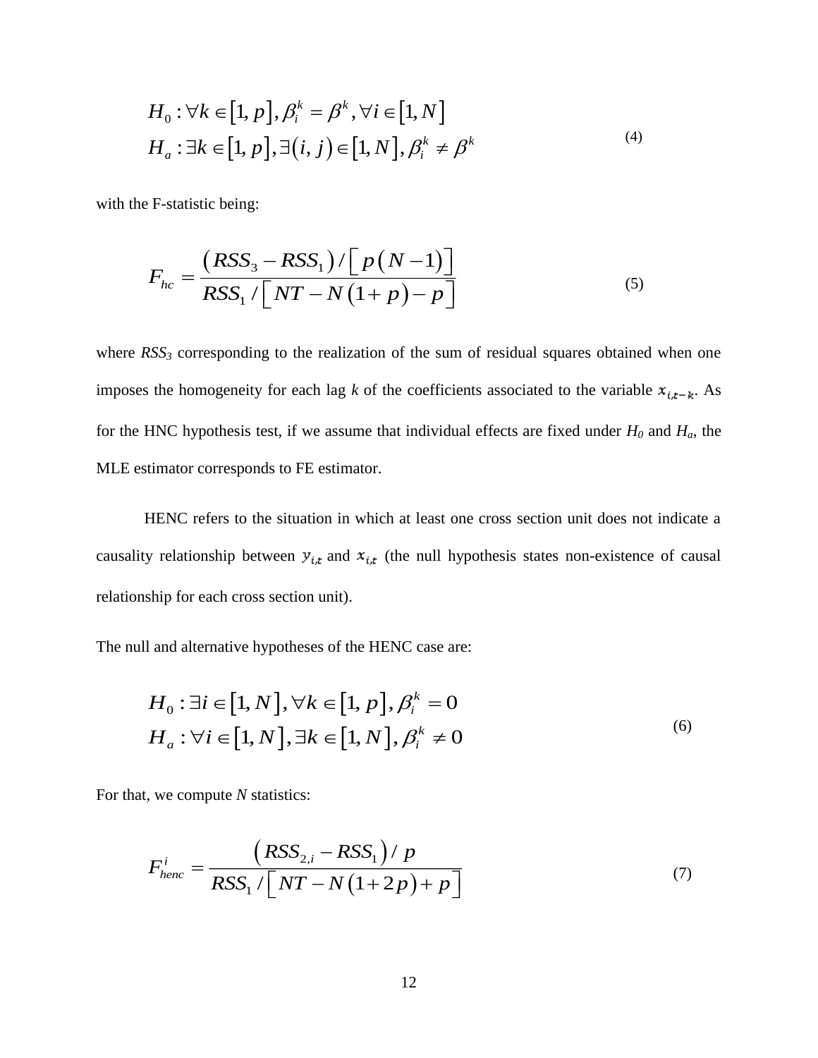$$
\begin{aligned}
&H_0 : \forall k \in [1, p], \beta_i^k = \beta^k, \forall i \in [1, N] \\
&H_a : \exists k \in [1, p], \exists (i, j) \in [1, N], \beta_i^k \neq \beta^k
\end{aligned}
\tag{4}
$$

with the F-statistic being:

$$
F_{hc} = \frac{\left(RSS_3 - RSS_1\right) / \left[ p\left(N-1\right)\right]}{RSS_1 / \left[ NT - N\left(1+p\right) - p \right]}
\tag{5}
$$

where $RSS_3$ corresponding to the realization of the sum of residual squares obtained when one imposes the homogeneity for each lag $k$ of the coefficients associated to the variable $x_{i,t-k}$. As for the HNC hypothesis test, if we assume that individual effects are fixed under $H_0$ and $H_a$, the MLE estimator corresponds to FE estimator.

HENC refers to the situation in which at least one cross section unit does not indicate a causality relationship between $y_{i,t}$ and $x_{i,t}$ (the null hypothesis states non-existence of causal relationship for each cross section unit).

The null and alternative hypotheses of the HENC case are:

$$
\begin{aligned}
&H_0 : \exists i \in [1, N], \forall k \in [1, p], \beta_i^k = 0 \\
&H_a : \forall i \in [1, N], \exists k \in [1, N], \beta_i^k \neq 0
\end{aligned}
\tag{6}
$$

For that, we compute $N$ statistics:

$$
F_{henc}^i = \frac{\left(RSS_{2,i} - RSS_1\right) / p}{RSS_1 / \left[ NT - N\left(1+2p\right) + p \right]}
\tag{7}
$$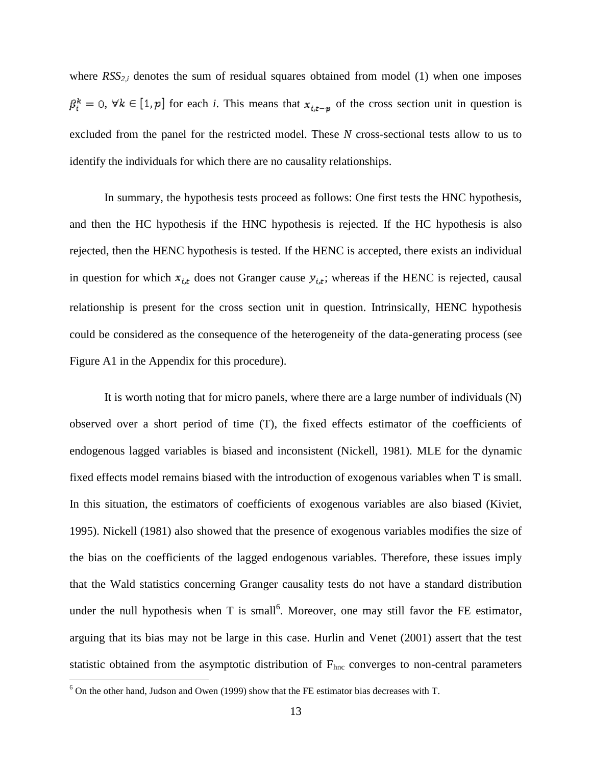where $RSS_{2,i}$ denotes the sum of residual squares obtained from model (1) when one imposes $\beta_i^k = 0$, $\forall k \in [1, p]$ for each *i*. This means that $x_{i,t-p}$ of the cross section unit in question is excluded from the panel for the restricted model. These *N* cross-sectional tests allow to us to identify the individuals for which there are no causality relationships.

In summary, the hypothesis tests proceed as follows: One first tests the HNC hypothesis, and then the HC hypothesis if the HNC hypothesis is rejected. If the HC hypothesis is also rejected, then the HENC hypothesis is tested. If the HENC is accepted, there exists an individual in question for which $x_{i,t}$ does not Granger cause $y_{i,t}$; whereas if the HENC is rejected, causal relationship is present for the cross section unit in question. Intrinsically, HENC hypothesis could be considered as the consequence of the heterogeneity of the data-generating process (see Figure A1 in the Appendix for this procedure).

It is worth noting that for micro panels, where there are a large number of individuals (N) observed over a short period of time (T), the fixed effects estimator of the coefficients of endogenous lagged variables is biased and inconsistent (Nickell, 1981). MLE for the dynamic fixed effects model remains biased with the introduction of exogenous variables when T is small. In this situation, the estimators of coefficients of exogenous variables are also biased (Kiviet, 1995). Nickell (1981) also showed that the presence of exogenous variables modifies the size of the bias on the coefficients of the lagged endogenous variables. Therefore, these issues imply that the Wald statistics concerning Granger causality tests do not have a standard distribution under the null hypothesis when T is small[6]. Moreover, one may still favor the FE estimator, arguing that its bias may not be large in this case. Hurlin and Venet (2001) assert that the test statistic obtained from the asymptotic distribution of $F_{hnc}$ converges to non-central parameters

[6] On the other hand, Judson and Owen (1999) show that the FE estimator bias decreases with T.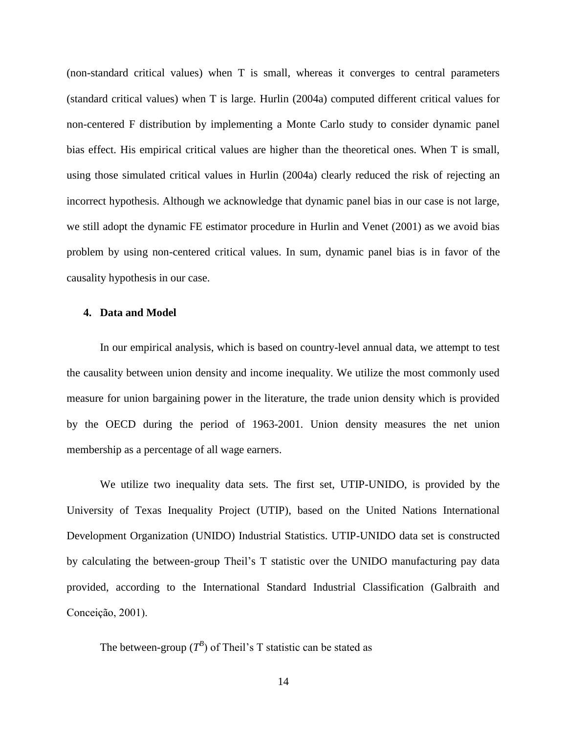(non-standard critical values) when T is small, whereas it converges to central parameters (standard critical values) when T is large. Hurlin (2004a) computed different critical values for non-centered F distribution by implementing a Monte Carlo study to consider dynamic panel bias effect. His empirical critical values are higher than the theoretical ones. When T is small, using those simulated critical values in Hurlin (2004a) clearly reduced the risk of rejecting an incorrect hypothesis. Although we acknowledge that dynamic panel bias in our case is not large, we still adopt the dynamic FE estimator procedure in Hurlin and Venet (2001) as we avoid bias problem by using non-centered critical values. In sum, dynamic panel bias is in favor of the causality hypothesis in our case.

## 4. Data and Model

In our empirical analysis, which is based on country-level annual data, we attempt to test the causality between union density and income inequality. We utilize the most commonly used measure for union bargaining power in the literature, the trade union density which is provided by the OECD during the period of 1963-2001. Union density measures the net union membership as a percentage of all wage earners.

We utilize two inequality data sets. The first set, UTIP-UNIDO, is provided by the University of Texas Inequality Project (UTIP), based on the United Nations International Development Organization (UNIDO) Industrial Statistics. UTIP-UNIDO data set is constructed by calculating the between-group Theil's T statistic over the UNIDO manufacturing pay data provided, according to the International Standard Industrial Classification (Galbraith and Conceição, 2001).

The between-group ($T^B$) of Theil's T statistic can be stated as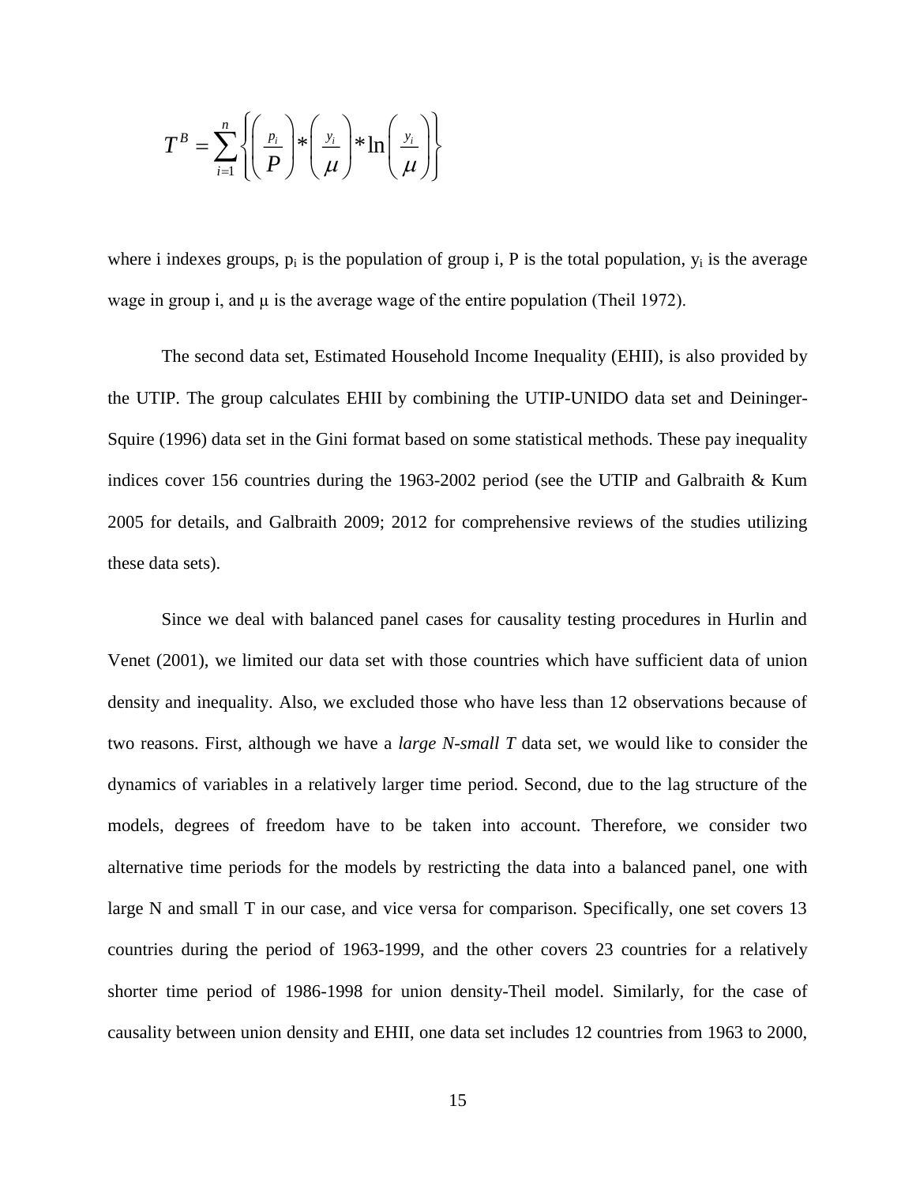$$T^B = \sum_{i=1}^{n} \left\{ \left( \frac{p_i}{P} \right) * \left( \frac{y_i}{\mu} \right) * \ln \left( \frac{y_i}{\mu} \right) \right\}$$

where i indexes groups, $p_i$ is the population of group i, P is the total population, $y_i$ is the average wage in group i, and $\mu$ is the average wage of the entire population (Theil 1972).

The second data set, Estimated Household Income Inequality (EHII), is also provided by the UTIP. The group calculates EHII by combining the UTIP-UNIDO data set and Deininger-Squire (1996) data set in the Gini format based on some statistical methods. These pay inequality indices cover 156 countries during the 1963-2002 period (see the UTIP and Galbraith & Kum 2005 for details, and Galbraith 2009; 2012 for comprehensive reviews of the studies utilizing these data sets).

Since we deal with balanced panel cases for causality testing procedures in Hurlin and Venet (2001), we limited our data set with those countries which have sufficient data of union density and inequality. Also, we excluded those who have less than 12 observations because of two reasons. First, although we have a *large N-small T* data set, we would like to consider the dynamics of variables in a relatively larger time period. Second, due to the lag structure of the models, degrees of freedom have to be taken into account. Therefore, we consider two alternative time periods for the models by restricting the data into a balanced panel, one with large N and small T in our case, and vice versa for comparison. Specifically, one set covers 13 countries during the period of 1963-1999, and the other covers 23 countries for a relatively shorter time period of 1986-1998 for union density-Theil model. Similarly, for the case of causality between union density and EHII, one data set includes 12 countries from 1963 to 2000,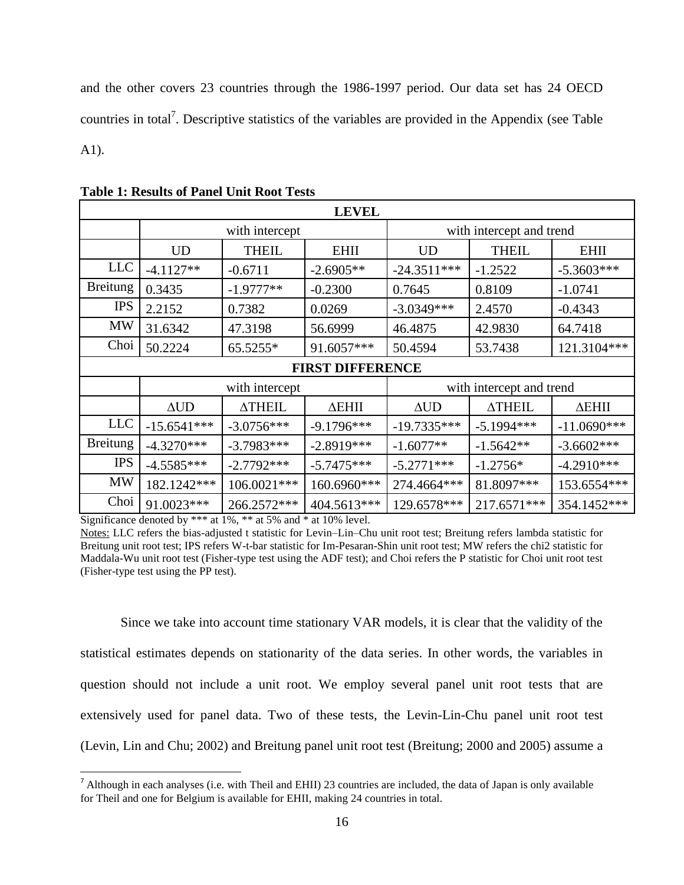and the other covers 23 countries through the 1986-1997 period. Our data set has 24 OECD countries in total[7]. Descriptive statistics of the variables are provided in the Appendix (see Table A1).

**Table 1: Results of Panel Unit Root Tests**

| LEVEL | | | | | | |
|---|---|---|---|---|---|---|
| | with intercept | | | with intercept and trend | | |
| | UD | THEIL | EHII | UD | THEIL | EHII |
| LLC | -4.1127** | -0.6711 | -2.6905** | -24.3511*** | -1.2522 | -5.3603*** |
| Breitung | 0.3435 | -1.9777** | -0.2300 | 0.7645 | 0.8109 | -1.0741 |
| IPS | 2.2152 | 0.7382 | 0.0269 | -3.0349*** | 2.4570 | -0.4343 |
| MW | 31.6342 | 47.3198 | 56.6999 | 46.4875 | 42.9830 | 64.7418 |
| Choi | 50.2224 | 65.5255* | 91.6057*** | 50.4594 | 53.7438 | 121.3104*** |
| **FIRST DIFFERENCE** | | | | | | |
| | with intercept | | | with intercept and trend | | |
| | ΔUD | ΔTHEIL | ΔEHII | ΔUD | ΔTHEIL | ΔEHII |
| LLC | -15.6541*** | -3.0756*** | -9.1796*** | -19.7335*** | -5.1994*** | -11.0690*** |
| Breitung | -4.3270*** | -3.7983*** | -2.8919*** | -1.6077** | -1.5642** | -3.6602*** |
| IPS | -4.5585*** | -2.7792*** | -5.7475*** | -5.2771*** | -1.2756* | -4.2910*** |
| MW | 182.1242*** | 106.0021*** | 160.6960*** | 274.4664*** | 81.8097*** | 153.6554*** |
| Choi | 91.0023*** | 266.2572*** | 404.5613*** | 129.6578*** | 217.6571*** | 354.1452*** |

Significance denoted by *** at 1%, ** at 5% and * at 10% level.

Notes: LLC refers the bias-adjusted t statistic for Levin–Lin–Chu unit root test; Breitung refers lambda statistic for Breitung unit root test; IPS refers W-t-bar statistic for Im-Pesaran-Shin unit root test; MW refers the chi2 statistic for Maddala-Wu unit root test (Fisher-type test using the ADF test); and Choi refers the P statistic for Choi unit root test (Fisher-type test using the PP test).

Since we take into account time stationary VAR models, it is clear that the validity of the statistical estimates depends on stationarity of the data series. In other words, the variables in question should not include a unit root. We employ several panel unit root tests that are extensively used for panel data. Two of these tests, the Levin-Lin-Chu panel unit root test (Levin, Lin and Chu; 2002) and Breitung panel unit root test (Breitung; 2000 and 2005) assume a

[7] Although in each analyses (i.e. with Theil and EHII) 23 countries are included, the data of Japan is only available for Theil and one for Belgium is available for EHII, making 24 countries in total.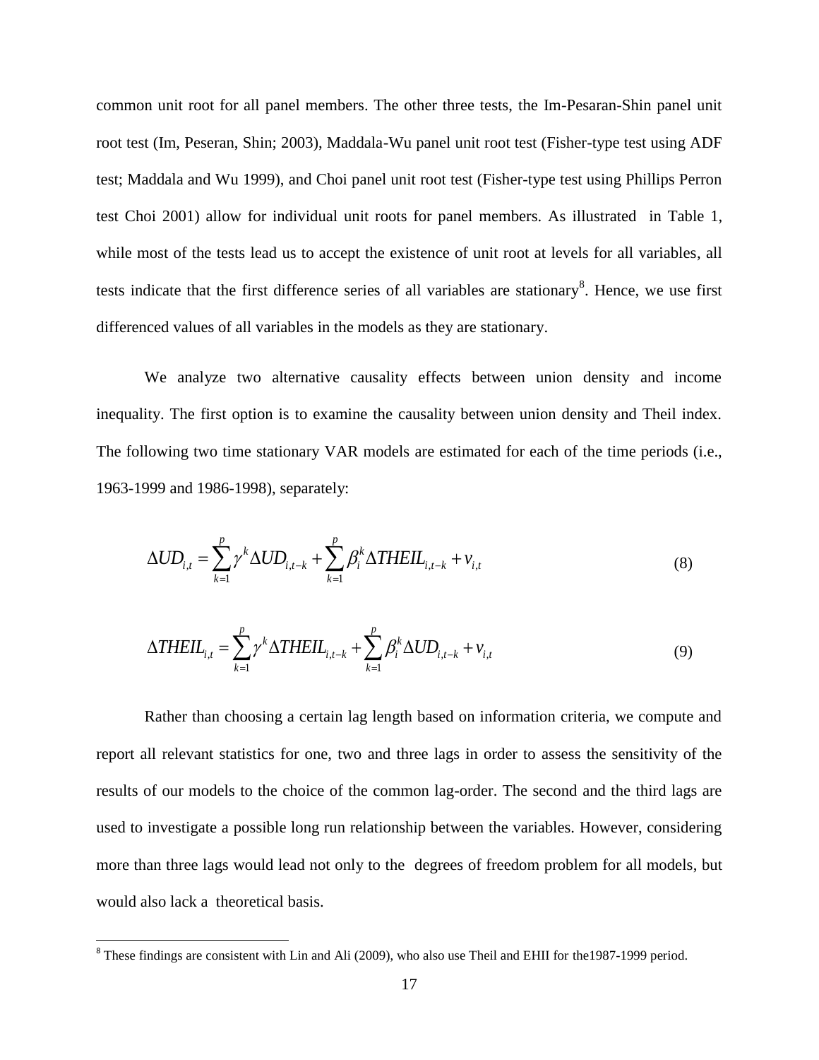common unit root for all panel members. The other three tests, the Im-Pesaran-Shin panel unit root test (Im, Peseran, Shin; 2003), Maddala-Wu panel unit root test (Fisher-type test using ADF test; Maddala and Wu 1999), and Choi panel unit root test (Fisher-type test using Phillips Perron test Choi 2001) allow for individual unit roots for panel members. As illustrated in Table 1, while most of the tests lead us to accept the existence of unit root at levels for all variables, all tests indicate that the first difference series of all variables are stationary[8]. Hence, we use first differenced values of all variables in the models as they are stationary.

We analyze two alternative causality effects between union density and income inequality. The first option is to examine the causality between union density and Theil index. The following two time stationary VAR models are estimated for each of the time periods (i.e., 1963-1999 and 1986-1998), separately:

$$\Delta UD_{i,t} = \sum_{k=1}^{p} \gamma^{k} \Delta UD_{i,t-k} + \sum_{k=1}^{p} \beta_{i}^{k} \Delta THEIL_{i,t-k} + v_{i,t} \tag{8}$$

$$\Delta THEIL_{i,t} = \sum_{k=1}^{p} \gamma^{k} \Delta THEIL_{i,t-k} + \sum_{k=1}^{p} \beta_{i}^{k} \Delta UD_{i,t-k} + v_{i,t} \tag{9}$$

Rather than choosing a certain lag length based on information criteria, we compute and report all relevant statistics for one, two and three lags in order to assess the sensitivity of the results of our models to the choice of the common lag-order. The second and the third lags are used to investigate a possible long run relationship between the variables. However, considering more than three lags would lead not only to the degrees of freedom problem for all models, but would also lack a theoretical basis.

[8] These findings are consistent with Lin and Ali (2009), who also use Theil and EHII for the1987-1999 period.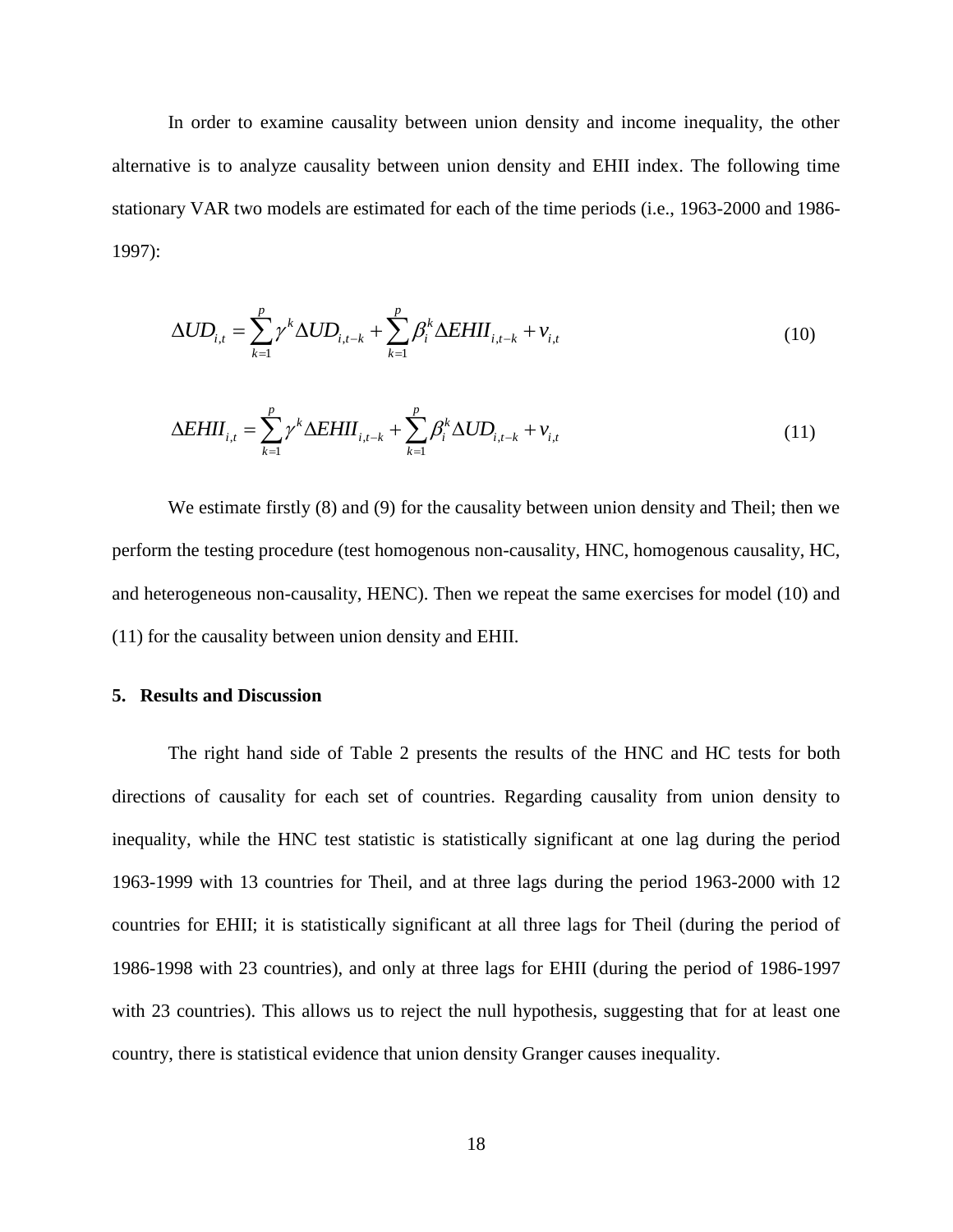In order to examine causality between union density and income inequality, the other alternative is to analyze causality between union density and EHII index. The following time stationary VAR two models are estimated for each of the time periods (i.e., 1963-2000 and 1986-1997):

$$\Delta UD_{i,t} = \sum_{k=1}^{p} \gamma^k \Delta UD_{i,t-k} + \sum_{k=1}^{p} \beta_i^k \Delta EHII_{i,t-k} + v_{i,t} \tag{10}$$

$$\Delta EHII_{i,t} = \sum_{k=1}^{p} \gamma^k \Delta EHII_{i,t-k} + \sum_{k=1}^{p} \beta_i^k \Delta UD_{i,t-k} + v_{i,t} \tag{11}$$

We estimate firstly (8) and (9) for the causality between union density and Theil; then we perform the testing procedure (test homogenous non-causality, HNC, homogenous causality, HC, and heterogeneous non-causality, HENC). Then we repeat the same exercises for model (10) and (11) for the causality between union density and EHII.

## 5. Results and Discussion

The right hand side of Table 2 presents the results of the HNC and HC tests for both directions of causality for each set of countries. Regarding causality from union density to inequality, while the HNC test statistic is statistically significant at one lag during the period 1963-1999 with 13 countries for Theil, and at three lags during the period 1963-2000 with 12 countries for EHII; it is statistically significant at all three lags for Theil (during the period of 1986-1998 with 23 countries), and only at three lags for EHII (during the period of 1986-1997 with 23 countries). This allows us to reject the null hypothesis, suggesting that for at least one country, there is statistical evidence that union density Granger causes inequality.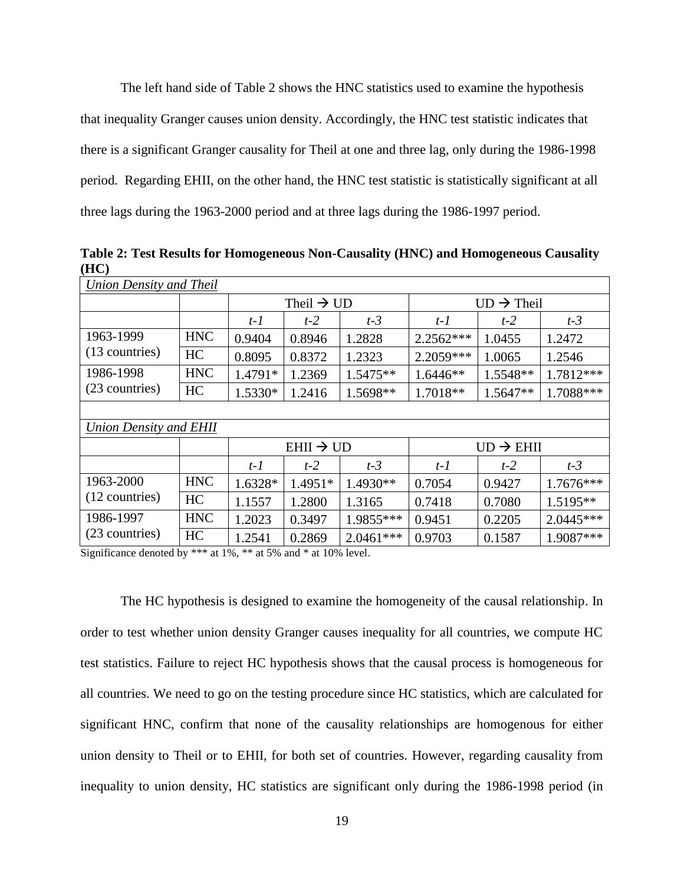The left hand side of Table 2 shows the HNC statistics used to examine the hypothesis that inequality Granger causes union density. Accordingly, the HNC test statistic indicates that there is a significant Granger causality for Theil at one and three lag, only during the 1986-1998 period. Regarding EHII, on the other hand, the HNC test statistic is statistically significant at all three lags during the 1963-2000 period and at three lags during the 1986-1997 period.

**Table 2: Test Results for Homogeneous Non-Causality (HNC) and Homogeneous Causality (HC)**

| *Union Density and Theil* | | | | | | | |
|---|---|---|---|---|---|---|---|
| | | Theil → UD | | | UD → Theil | | |
| | | *t-1* | *t-2* | *t-3* | *t-1* | *t-2* | *t-3* |
| 1963-1999 (13 countries) | HNC | 0.9404 | 0.8946 | 1.2828 | 2.2562*** | 1.0455 | 1.2472 |
| | HC | 0.8095 | 0.8372 | 1.2323 | 2.2059*** | 1.0065 | 1.2546 |
| 1986-1998 (23 countries) | HNC | 1.4791* | 1.2369 | 1.5475** | 1.6446** | 1.5548** | 1.7812*** |
| | HC | 1.5330* | 1.2416 | 1.5698** | 1.7018** | 1.5647** | 1.7088*** |
| | | | | | | | |
| *Union Density and EHII* | | | | | | | |
| | | EHII → UD | | | UD → EHII | | |
| | | *t-1* | *t-2* | *t-3* | *t-1* | *t-2* | *t-3* |
| 1963-2000 (12 countries) | HNC | 1.6328* | 1.4951* | 1.4930** | 0.7054 | 0.9427 | 1.7676*** |
| | HC | 1.1557 | 1.2800 | 1.3165 | 0.7418 | 0.7080 | 1.5195** |
| 1986-1997 (23 countries) | HNC | 1.2023 | 0.3497 | 1.9855*** | 0.9451 | 0.2205 | 2.0445*** |
| | HC | 1.2541 | 0.2869 | 2.0461*** | 0.9703 | 0.1587 | 1.9087*** |

Significance denoted by *** at 1%, ** at 5% and * at 10% level.

The HC hypothesis is designed to examine the homogeneity of the causal relationship. In order to test whether union density Granger causes inequality for all countries, we compute HC test statistics. Failure to reject HC hypothesis shows that the causal process is homogeneous for all countries. We need to go on the testing procedure since HC statistics, which are calculated for significant HNC, confirm that none of the causality relationships are homogenous for either union density to Theil or to EHII, for both set of countries. However, regarding causality from inequality to union density, HC statistics are significant only during the 1986-1998 period (in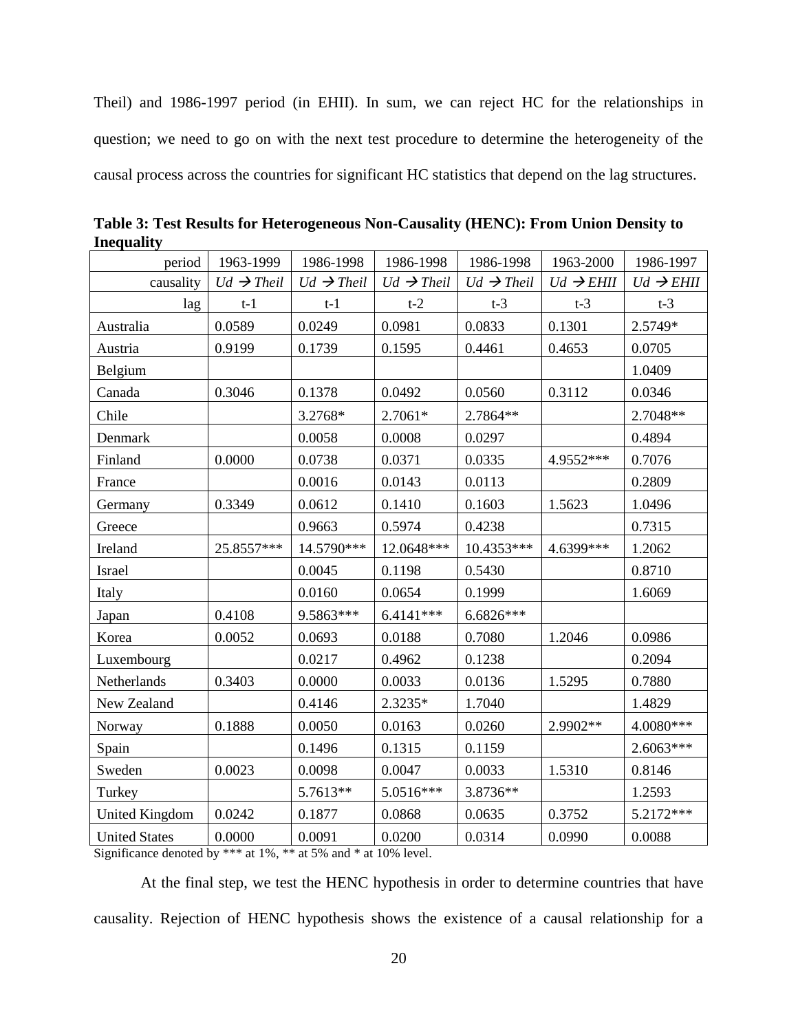Theil) and 1986-1997 period (in EHII). In sum, we can reject HC for the relationships in question; we need to go on with the next test procedure to determine the heterogeneity of the causal process across the countries for significant HC statistics that depend on the lag structures.

**Table 3: Test Results for Heterogeneous Non-Causality (HENC): From Union Density to Inequality**

| period | 1963-1999 | 1986-1998 | 1986-1998 | 1986-1998 | 1963-2000 | 1986-1997 |
|---|---|---|---|---|---|---|
| causality | *Ud* → *Theil* | *Ud* → *Theil* | *Ud* → *Theil* | *Ud* → *Theil* | *Ud* → *EHII* | *Ud* → *EHII* |
| lag | t-1 | t-1 | t-2 | t-3 | t-3 | t-3 |
| Australia | 0.0589 | 0.0249 | 0.0981 | 0.0833 | 0.1301 | 2.5749* |
| Austria | 0.9199 | 0.1739 | 0.1595 | 0.4461 | 0.4653 | 0.0705 |
| Belgium | | | | | | 1.0409 |
| Canada | 0.3046 | 0.1378 | 0.0492 | 0.0560 | 0.3112 | 0.0346 |
| Chile | | 3.2768* | 2.7061* | 2.7864** | | 2.7048** |
| Denmark | | 0.0058 | 0.0008 | 0.0297 | | 0.4894 |
| Finland | 0.0000 | 0.0738 | 0.0371 | 0.0335 | 4.9552*** | 0.7076 |
| France | | 0.0016 | 0.0143 | 0.0113 | | 0.2809 |
| Germany | 0.3349 | 0.0612 | 0.1410 | 0.1603 | 1.5623 | 1.0496 |
| Greece | | 0.9663 | 0.5974 | 0.4238 | | 0.7315 |
| Ireland | 25.8557*** | 14.5790*** | 12.0648*** | 10.4353*** | 4.6399*** | 1.2062 |
| Israel | | 0.0045 | 0.1198 | 0.5430 | | 0.8710 |
| Italy | | 0.0160 | 0.0654 | 0.1999 | | 1.6069 |
| Japan | 0.4108 | 9.5863*** | 6.4141*** | 6.6826*** | | |
| Korea | 0.0052 | 0.0693 | 0.0188 | 0.7080 | 1.2046 | 0.0986 |
| Luxembourg | | 0.0217 | 0.4962 | 0.1238 | | 0.2094 |
| Netherlands | 0.3403 | 0.0000 | 0.0033 | 0.0136 | 1.5295 | 0.7880 |
| New Zealand | | 0.4146 | 2.3235* | 1.7040 | | 1.4829 |
| Norway | 0.1888 | 0.0050 | 0.0163 | 0.0260 | 2.9902** | 4.0080*** |
| Spain | | 0.1496 | 0.1315 | 0.1159 | | 2.6063*** |
| Sweden | 0.0023 | 0.0098 | 0.0047 | 0.0033 | 1.5310 | 0.8146 |
| Turkey | | 5.7613** | 5.0516*** | 3.8736** | | 1.2593 |
| United Kingdom | 0.0242 | 0.1877 | 0.0868 | 0.0635 | 0.3752 | 5.2172*** |
| United States | 0.0000 | 0.0091 | 0.0200 | 0.0314 | 0.0990 | 0.0088 |

Significance denoted by *** at 1%, ** at 5% and * at 10% level.

At the final step, we test the HENC hypothesis in order to determine countries that have causality. Rejection of HENC hypothesis shows the existence of a causal relationship for a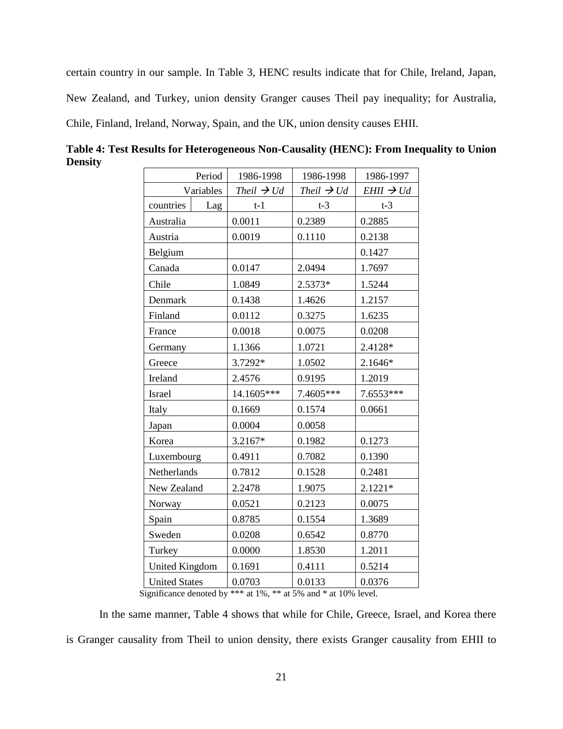certain country in our sample. In Table 3, HENC results indicate that for Chile, Ireland, Japan, New Zealand, and Turkey, union density Granger causes Theil pay inequality; for Australia, Chile, Finland, Ireland, Norway, Spain, and the UK, union density causes EHII.

**Table 4: Test Results for Heterogeneous Non-Causality (HENC): From Inequality to Union Density**

| Period | 1986-1998 | 1986-1998 | 1986-1997 |
|---|---|---|---|
| Variables | *Theil* → *Ud* | *Theil* → *Ud* | *EHII* → *Ud* |
| countries / Lag | t-1 | t-3 | t-3 |
| Australia | 0.0011 | 0.2389 | 0.2885 |
| Austria | 0.0019 | 0.1110 | 0.2138 |
| Belgium | | | 0.1427 |
| Canada | 0.0147 | 2.0494 | 1.7697 |
| Chile | 1.0849 | 2.5373* | 1.5244 |
| Denmark | 0.1438 | 1.4626 | 1.2157 |
| Finland | 0.0112 | 0.3275 | 1.6235 |
| France | 0.0018 | 0.0075 | 0.0208 |
| Germany | 1.1366 | 1.0721 | 2.4128* |
| Greece | 3.7292* | 1.0502 | 2.1646* |
| Ireland | 2.4576 | 0.9195 | 1.2019 |
| Israel | 14.1605*** | 7.4605*** | 7.6553*** |
| Italy | 0.1669 | 0.1574 | 0.0661 |
| Japan | 0.0004 | 0.0058 | |
| Korea | 3.2167* | 0.1982 | 0.1273 |
| Luxembourg | 0.4911 | 0.7082 | 0.1390 |
| Netherlands | 0.7812 | 0.1528 | 0.2481 |
| New Zealand | 2.2478 | 1.9075 | 2.1221* |
| Norway | 0.0521 | 0.2123 | 0.0075 |
| Spain | 0.8785 | 0.1554 | 1.3689 |
| Sweden | 0.0208 | 0.6542 | 0.8770 |
| Turkey | 0.0000 | 1.8530 | 1.2011 |
| United Kingdom | 0.1691 | 0.4111 | 0.5214 |
| United States | 0.0703 | 0.0133 | 0.0376 |

Significance denoted by *** at 1%, ** at 5% and * at 10% level.

In the same manner, Table 4 shows that while for Chile, Greece, Israel, and Korea there is Granger causality from Theil to union density, there exists Granger causality from EHII to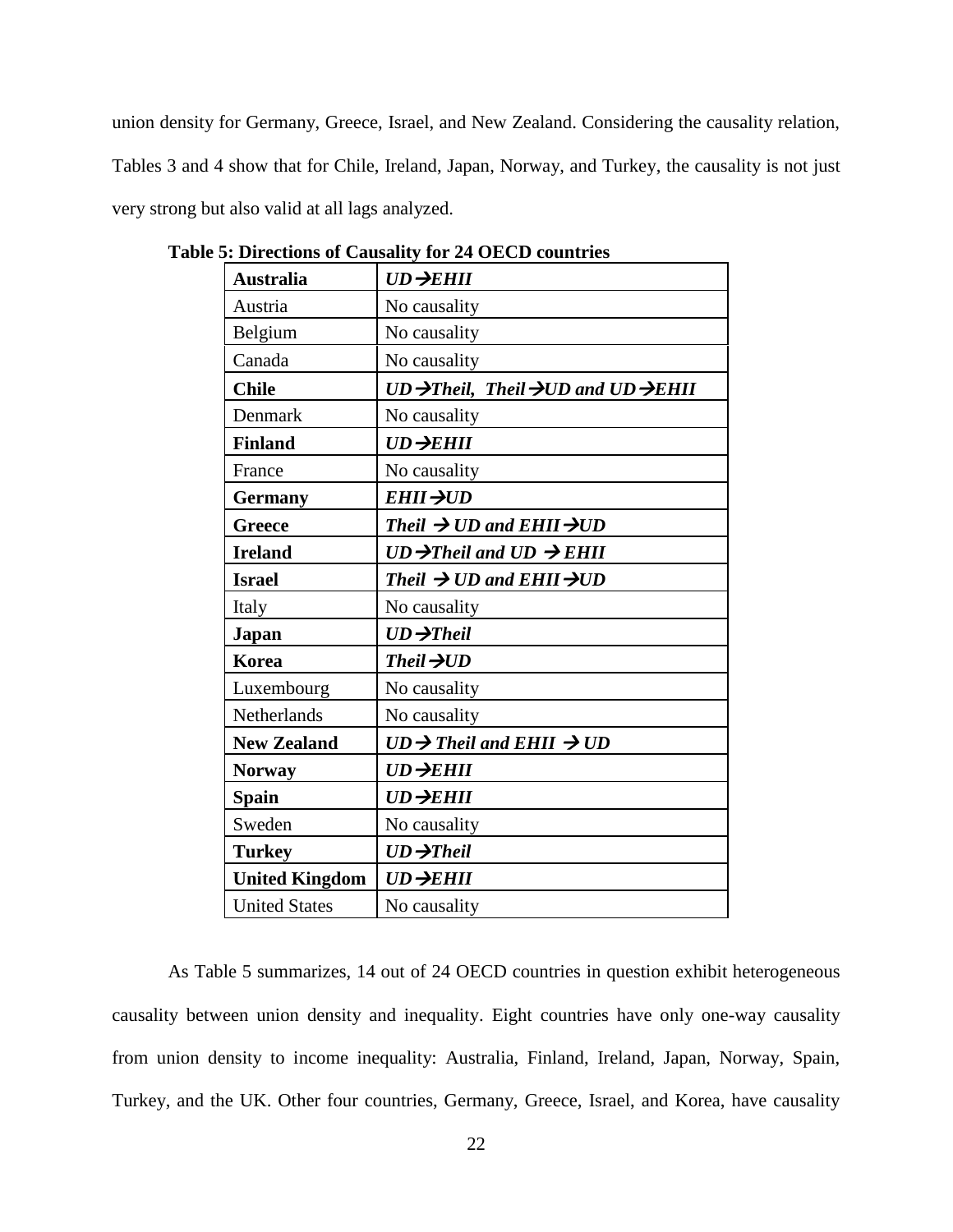union density for Germany, Greece, Israel, and New Zealand. Considering the causality relation, Tables 3 and 4 show that for Chile, Ireland, Japan, Norway, and Turkey, the causality is not just very strong but also valid at all lags analyzed.

**Table 5: Directions of Causality for 24 OECD countries**

| | |
|---|---|
| **Australia** | ***UD→EHII*** |
| Austria | No causality |
| Belgium | No causality |
| Canada | No causality |
| **Chile** | ***UD→Theil, Theil→UD and UD→EHII*** |
| Denmark | No causality |
| **Finland** | ***UD→EHII*** |
| France | No causality |
| **Germany** | ***EHII→UD*** |
| **Greece** | ***Theil → UD and EHII→UD*** |
| **Ireland** | ***UD→Theil and UD → EHII*** |
| **Israel** | ***Theil → UD and EHII→UD*** |
| Italy | No causality |
| **Japan** | ***UD→Theil*** |
| **Korea** | ***Theil→UD*** |
| Luxembourg | No causality |
| Netherlands | No causality |
| **New Zealand** | ***UD→ Theil and EHII → UD*** |
| **Norway** | ***UD→EHII*** |
| **Spain** | ***UD→EHII*** |
| Sweden | No causality |
| **Turkey** | ***UD→Theil*** |
| **United Kingdom** | ***UD→EHII*** |
| United States | No causality |

As Table 5 summarizes, 14 out of 24 OECD countries in question exhibit heterogeneous causality between union density and inequality. Eight countries have only one-way causality from union density to income inequality: Australia, Finland, Ireland, Japan, Norway, Spain, Turkey, and the UK. Other four countries, Germany, Greece, Israel, and Korea, have causality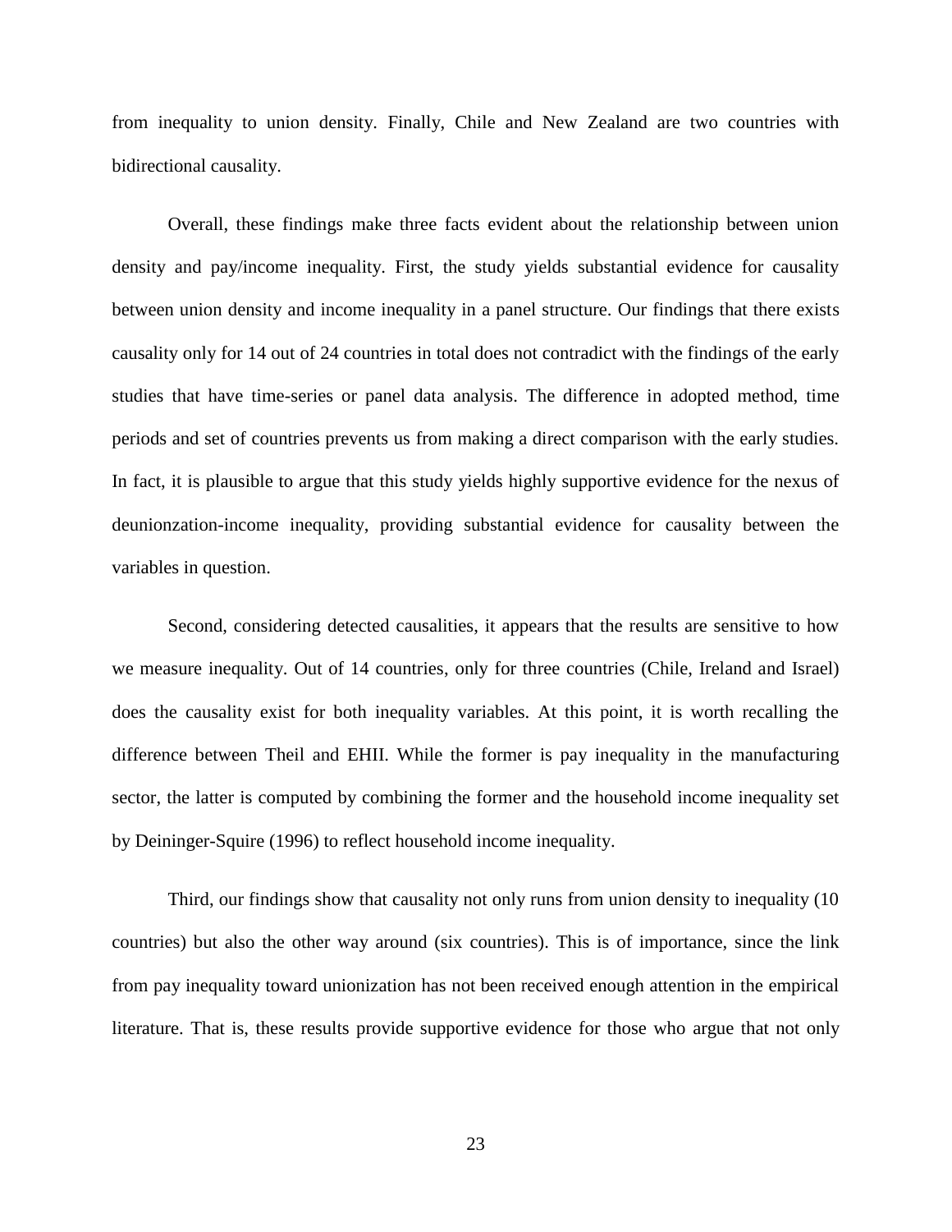from inequality to union density. Finally, Chile and New Zealand are two countries with bidirectional causality.

Overall, these findings make three facts evident about the relationship between union density and pay/income inequality. First, the study yields substantial evidence for causality between union density and income inequality in a panel structure. Our findings that there exists causality only for 14 out of 24 countries in total does not contradict with the findings of the early studies that have time-series or panel data analysis. The difference in adopted method, time periods and set of countries prevents us from making a direct comparison with the early studies. In fact, it is plausible to argue that this study yields highly supportive evidence for the nexus of deunionzation-income inequality, providing substantial evidence for causality between the variables in question.

Second, considering detected causalities, it appears that the results are sensitive to how we measure inequality. Out of 14 countries, only for three countries (Chile, Ireland and Israel) does the causality exist for both inequality variables. At this point, it is worth recalling the difference between Theil and EHII. While the former is pay inequality in the manufacturing sector, the latter is computed by combining the former and the household income inequality set by Deininger-Squire (1996) to reflect household income inequality.

Third, our findings show that causality not only runs from union density to inequality (10 countries) but also the other way around (six countries). This is of importance, since the link from pay inequality toward unionization has not been received enough attention in the empirical literature. That is, these results provide supportive evidence for those who argue that not only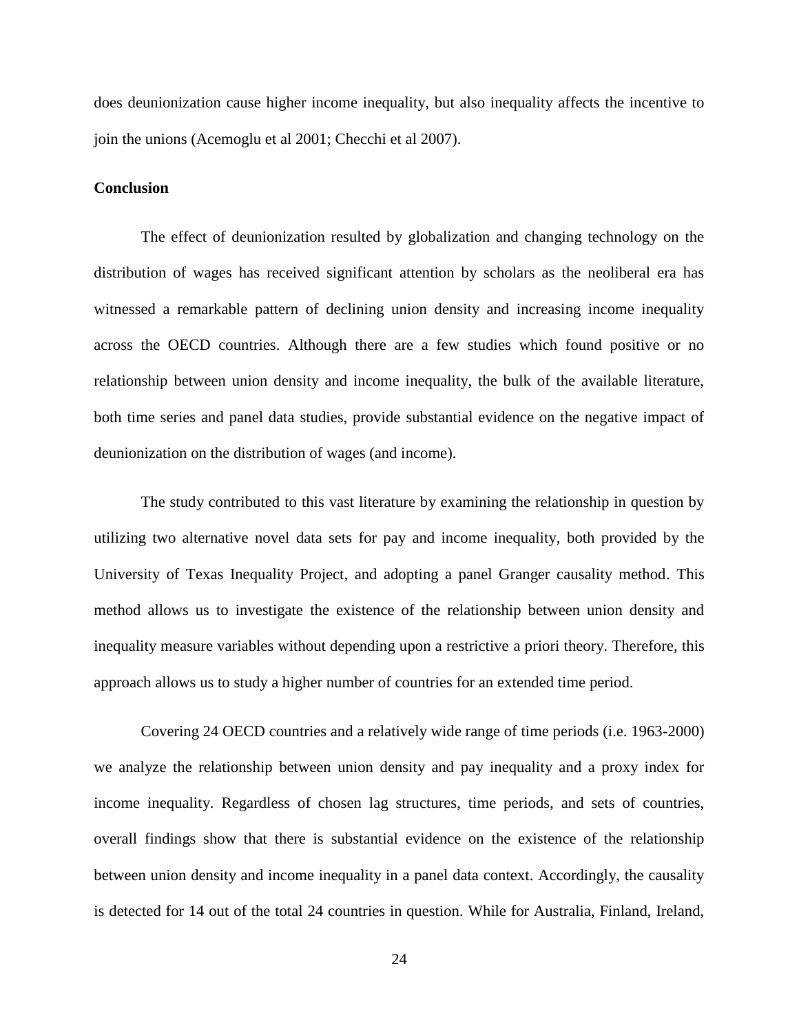does deunionization cause higher income inequality, but also inequality affects the incentive to join the unions (Acemoglu et al 2001; Checchi et al 2007).

## Conclusion

The effect of deunionization resulted by globalization and changing technology on the distribution of wages has received significant attention by scholars as the neoliberal era has witnessed a remarkable pattern of declining union density and increasing income inequality across the OECD countries. Although there are a few studies which found positive or no relationship between union density and income inequality, the bulk of the available literature, both time series and panel data studies, provide substantial evidence on the negative impact of deunionization on the distribution of wages (and income).

The study contributed to this vast literature by examining the relationship in question by utilizing two alternative novel data sets for pay and income inequality, both provided by the University of Texas Inequality Project, and adopting a panel Granger causality method. This method allows us to investigate the existence of the relationship between union density and inequality measure variables without depending upon a restrictive a priori theory. Therefore, this approach allows us to study a higher number of countries for an extended time period.

Covering 24 OECD countries and a relatively wide range of time periods (i.e. 1963-2000) we analyze the relationship between union density and pay inequality and a proxy index for income inequality. Regardless of chosen lag structures, time periods, and sets of countries, overall findings show that there is substantial evidence on the existence of the relationship between union density and income inequality in a panel data context. Accordingly, the causality is detected for 14 out of the total 24 countries in question. While for Australia, Finland, Ireland,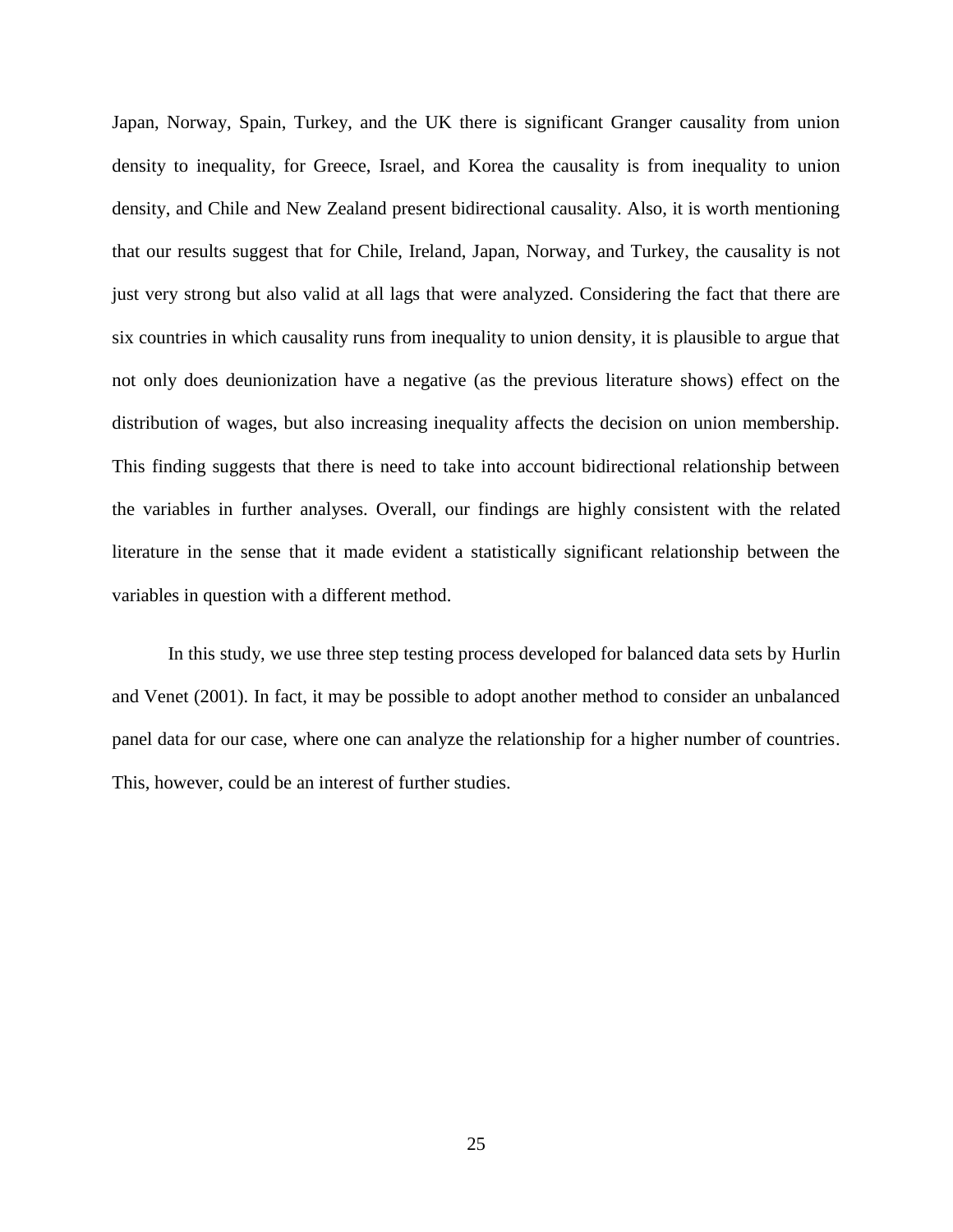Japan, Norway, Spain, Turkey, and the UK there is significant Granger causality from union density to inequality, for Greece, Israel, and Korea the causality is from inequality to union density, and Chile and New Zealand present bidirectional causality. Also, it is worth mentioning that our results suggest that for Chile, Ireland, Japan, Norway, and Turkey, the causality is not just very strong but also valid at all lags that were analyzed. Considering the fact that there are six countries in which causality runs from inequality to union density, it is plausible to argue that not only does deunionization have a negative (as the previous literature shows) effect on the distribution of wages, but also increasing inequality affects the decision on union membership. This finding suggests that there is need to take into account bidirectional relationship between the variables in further analyses. Overall, our findings are highly consistent with the related literature in the sense that it made evident a statistically significant relationship between the variables in question with a different method.

In this study, we use three step testing process developed for balanced data sets by Hurlin and Venet (2001). In fact, it may be possible to adopt another method to consider an unbalanced panel data for our case, where one can analyze the relationship for a higher number of countries. This, however, could be an interest of further studies.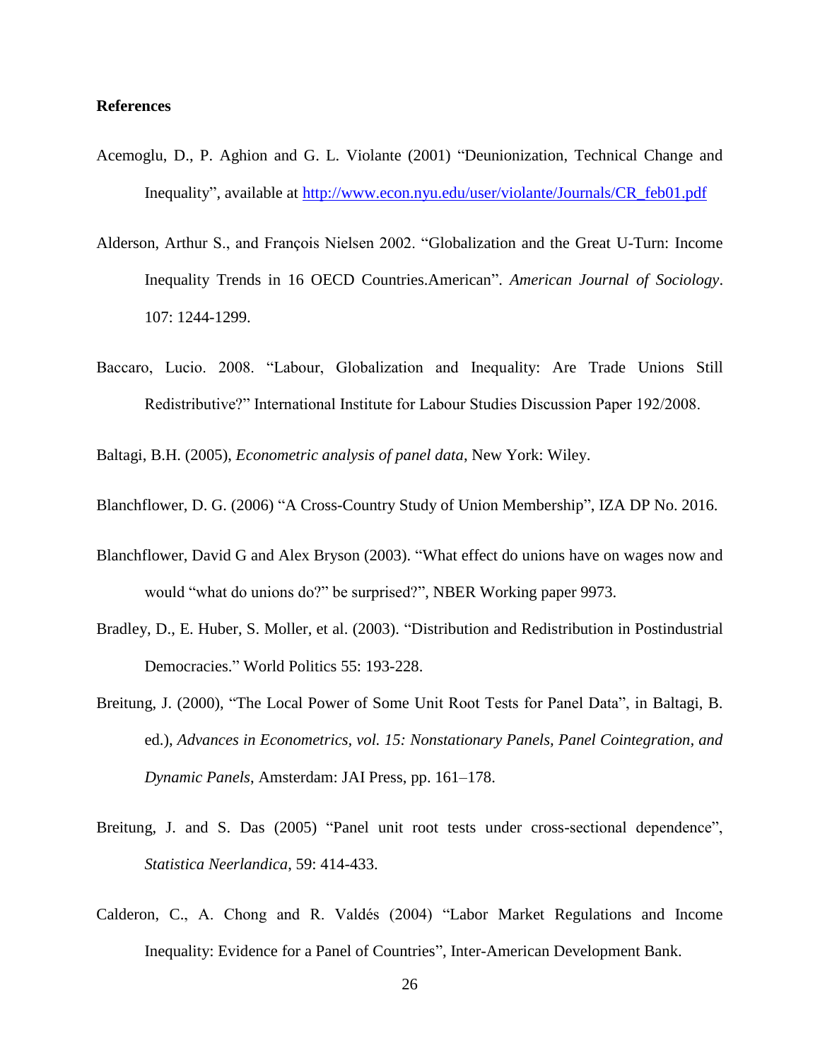**References**

Acemoglu, D., P. Aghion and G. L. Violante (2001) "Deunionization, Technical Change and Inequality", available at [http://www.econ.nyu.edu/user/violante/Journals/CR_feb01.pdf](http://www.econ.nyu.edu/user/violante/Journals/CR_feb01.pdf)

Alderson, Arthur S., and François Nielsen 2002. "Globalization and the Great U-Turn: Income Inequality Trends in 16 OECD Countries.American". *American Journal of Sociology*. 107: 1244-1299.

Baccaro, Lucio. 2008. "Labour, Globalization and Inequality: Are Trade Unions Still Redistributive?" International Institute for Labour Studies Discussion Paper 192/2008.

Baltagi, B.H. (2005), *Econometric analysis of panel data*, New York: Wiley.

Blanchflower, D. G. (2006) "A Cross-Country Study of Union Membership", IZA DP No. 2016.

Blanchflower, David G and Alex Bryson (2003). "What effect do unions have on wages now and would "what do unions do?" be surprised?", NBER Working paper 9973.

Bradley, D., E. Huber, S. Moller, et al. (2003). "Distribution and Redistribution in Postindustrial Democracies." World Politics 55: 193-228.

Breitung, J. (2000), "The Local Power of Some Unit Root Tests for Panel Data", in Baltagi, B. ed.), *Advances in Econometrics, vol. 15: Nonstationary Panels, Panel Cointegration, and Dynamic Panels*, Amsterdam: JAI Press, pp. 161–178.

Breitung, J. and S. Das (2005) "Panel unit root tests under cross-sectional dependence", *Statistica Neerlandica*, 59: 414-433.

Calderon, C., A. Chong and R. Valdés (2004) "Labor Market Regulations and Income Inequality: Evidence for a Panel of Countries", Inter-American Development Bank.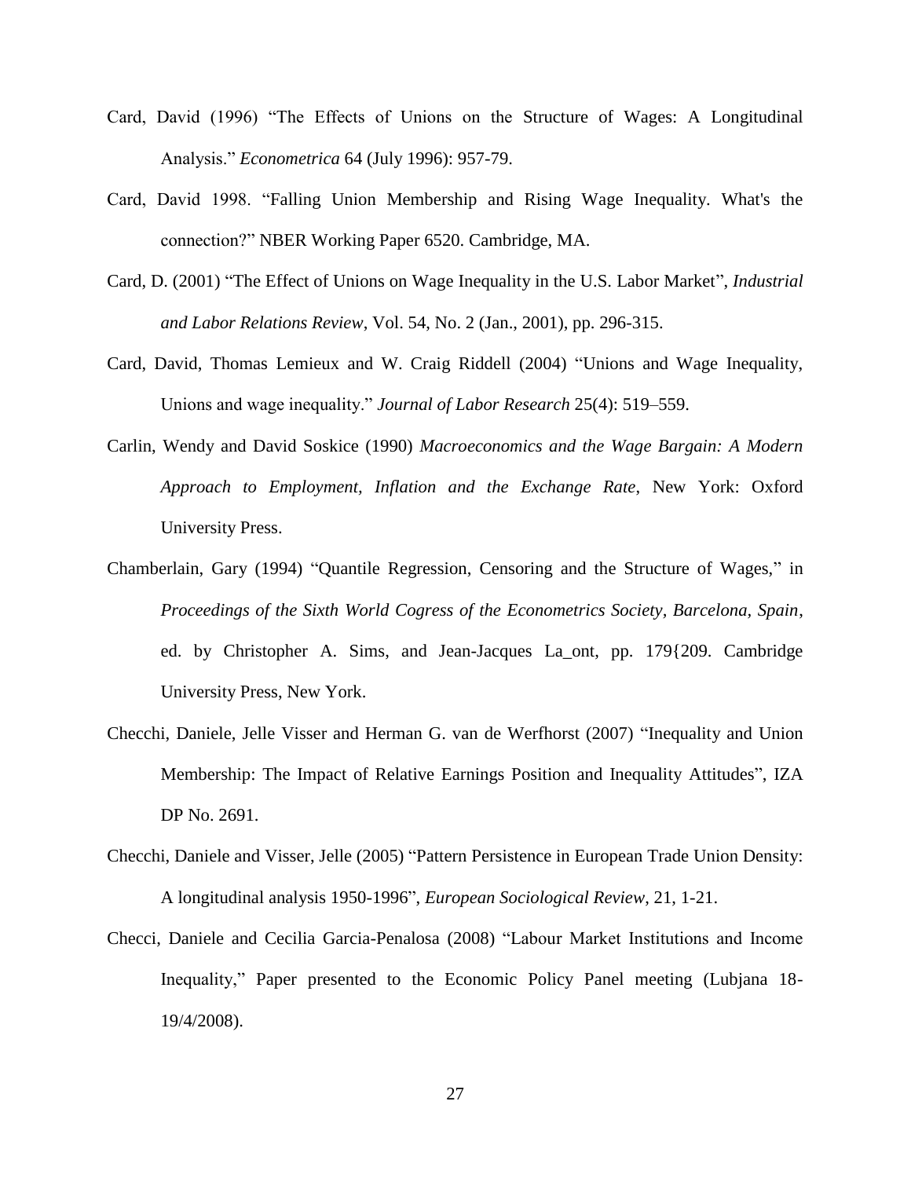Card, David (1996) "The Effects of Unions on the Structure of Wages: A Longitudinal Analysis." *Econometrica* 64 (July 1996): 957-79.

Card, David 1998. "Falling Union Membership and Rising Wage Inequality. What's the connection?" NBER Working Paper 6520. Cambridge, MA.

Card, D. (2001) "The Effect of Unions on Wage Inequality in the U.S. Labor Market", *Industrial and Labor Relations Review*, Vol. 54, No. 2 (Jan., 2001), pp. 296-315.

Card, David, Thomas Lemieux and W. Craig Riddell (2004) "Unions and Wage Inequality, Unions and wage inequality." *Journal of Labor Research* 25(4): 519–559.

Carlin, Wendy and David Soskice (1990) *Macroeconomics and the Wage Bargain: A Modern Approach to Employment, Inflation and the Exchange Rate*, New York: Oxford University Press.

Chamberlain, Gary (1994) "Quantile Regression, Censoring and the Structure of Wages," in *Proceedings of the Sixth World Cogress of the Econometrics Society, Barcelona, Spain*, ed. by Christopher A. Sims, and Jean-Jacques La_ont, pp. 179{209. Cambridge University Press, New York.

Checchi, Daniele, Jelle Visser and Herman G. van de Werfhorst (2007) "Inequality and Union Membership: The Impact of Relative Earnings Position and Inequality Attitudes", IZA DP No. 2691.

Checchi, Daniele and Visser, Jelle (2005) "Pattern Persistence in European Trade Union Density: A longitudinal analysis 1950-1996", *European Sociological Review*, 21, 1-21.

Checci, Daniele and Cecilia Garcia-Penalosa (2008) "Labour Market Institutions and Income Inequality," Paper presented to the Economic Policy Panel meeting (Lubjana 18-19/4/2008).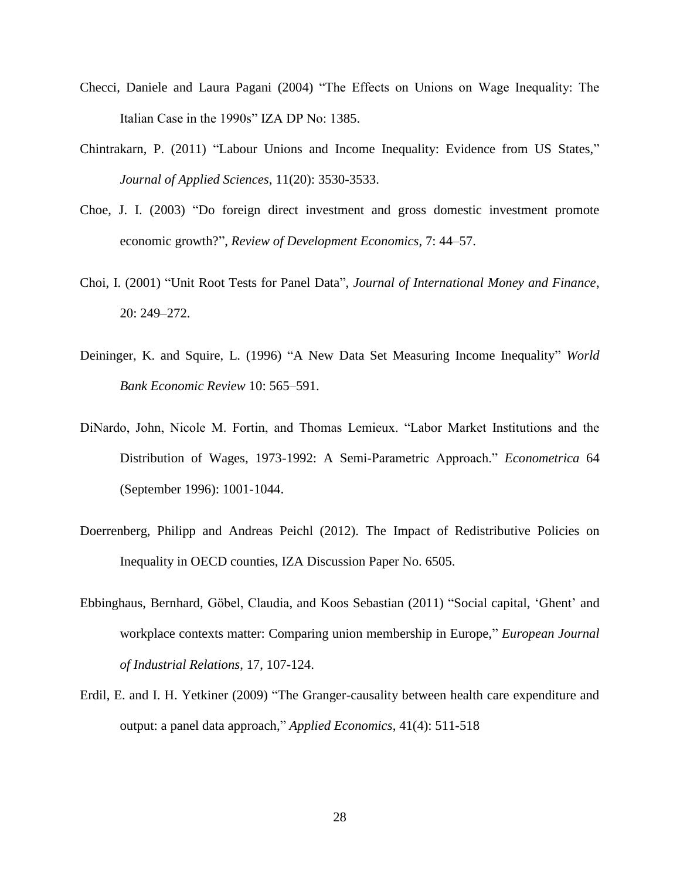Checci, Daniele and Laura Pagani (2004) "The Effects on Unions on Wage Inequality: The Italian Case in the 1990s" IZA DP No: 1385.

Chintrakarn, P. (2011) "Labour Unions and Income Inequality: Evidence from US States," *Journal of Applied Sciences*, 11(20): 3530-3533.

Choe, J. I. (2003) "Do foreign direct investment and gross domestic investment promote economic growth?", *Review of Development Economics*, 7: 44–57.

Choi, I. (2001) "Unit Root Tests for Panel Data", *Journal of International Money and Finance*, 20: 249–272.

Deininger, K. and Squire, L. (1996) "A New Data Set Measuring Income Inequality" *World Bank Economic Review* 10: 565–591.

DiNardo, John, Nicole M. Fortin, and Thomas Lemieux. "Labor Market Institutions and the Distribution of Wages, 1973-1992: A Semi-Parametric Approach." *Econometrica* 64 (September 1996): 1001-1044.

Doerrenberg, Philipp and Andreas Peichl (2012). The Impact of Redistributive Policies on Inequality in OECD counties, IZA Discussion Paper No. 6505.

Ebbinghaus, Bernhard, Göbel, Claudia, and Koos Sebastian (2011) "Social capital, 'Ghent' and workplace contexts matter: Comparing union membership in Europe," *European Journal of Industrial Relations*, 17, 107-124.

Erdil, E. and I. H. Yetkiner (2009) "The Granger-causality between health care expenditure and output: a panel data approach," *Applied Economics*, 41(4): 511-518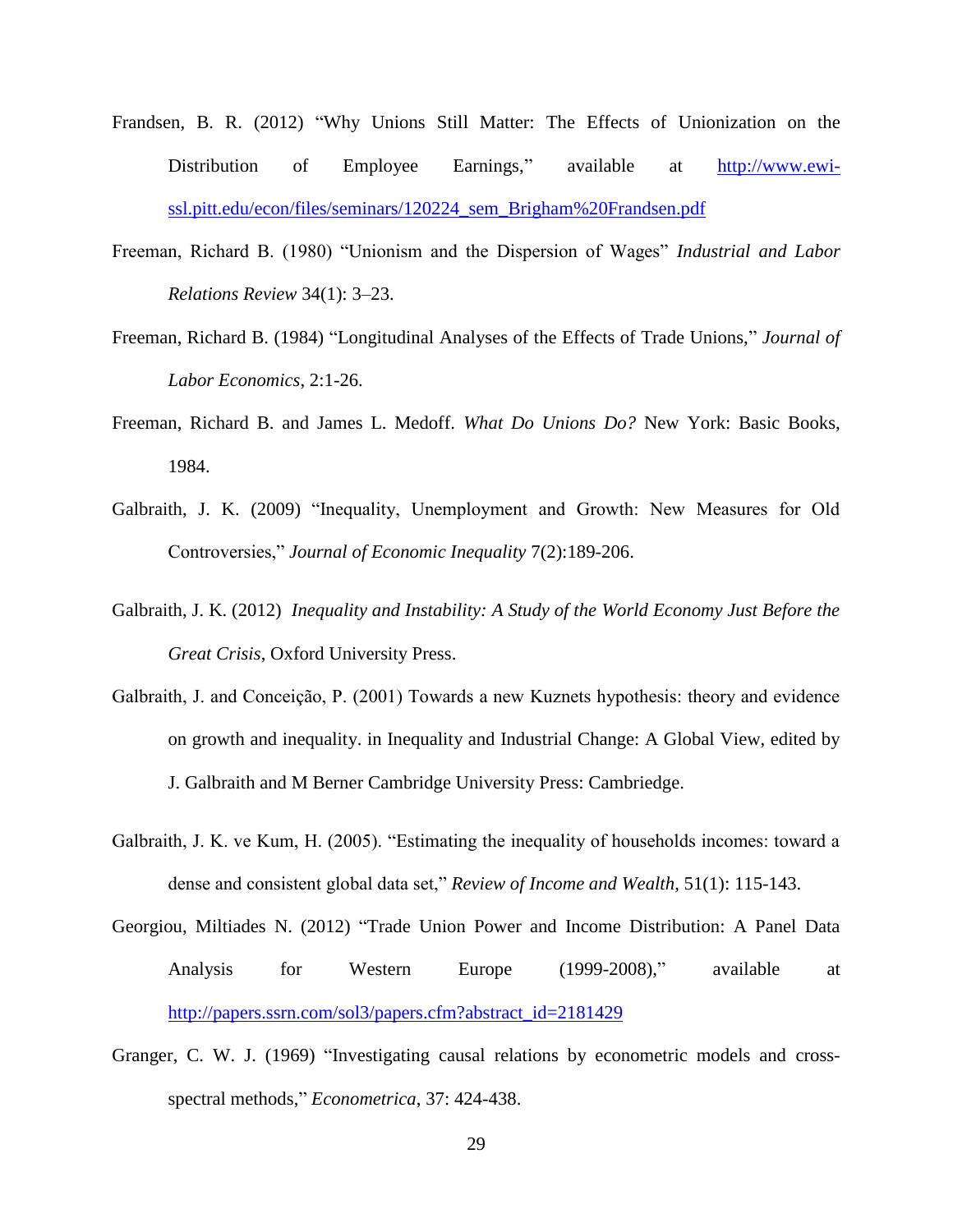Frandsen, B. R. (2012) "Why Unions Still Matter: The Effects of Unionization on the Distribution of Employee Earnings," available at http://www.ewi-ssl.pitt.edu/econ/files/seminars/120224_sem_Brigham%20Frandsen.pdf

Freeman, Richard B. (1980) "Unionism and the Dispersion of Wages" *Industrial and Labor Relations Review* 34(1): 3–23.

Freeman, Richard B. (1984) "Longitudinal Analyses of the Effects of Trade Unions," *Journal of Labor Economics*, 2:1-26.

Freeman, Richard B. and James L. Medoff. *What Do Unions Do?* New York: Basic Books, 1984.

Galbraith, J. K. (2009) "Inequality, Unemployment and Growth: New Measures for Old Controversies," *Journal of Economic Inequality* 7(2):189-206.

Galbraith, J. K. (2012) *Inequality and Instability: A Study of the World Economy Just Before the Great Crisis*, Oxford University Press.

Galbraith, J. and Conceição, P. (2001) Towards a new Kuznets hypothesis: theory and evidence on growth and inequality. in Inequality and Industrial Change: A Global View, edited by J. Galbraith and M Berner Cambridge University Press: Cambriedge.

Galbraith, J. K. ve Kum, H. (2005). "Estimating the inequality of households incomes: toward a dense and consistent global data set," *Review of Income and Wealth*, 51(1): 115-143.

Georgiou, Miltiades N. (2012) "Trade Union Power and Income Distribution: A Panel Data Analysis for Western Europe (1999-2008)," available at http://papers.ssrn.com/sol3/papers.cfm?abstract_id=2181429

Granger, C. W. J. (1969) "Investigating causal relations by econometric models and cross-spectral methods," *Econometrica*, 37: 424-438.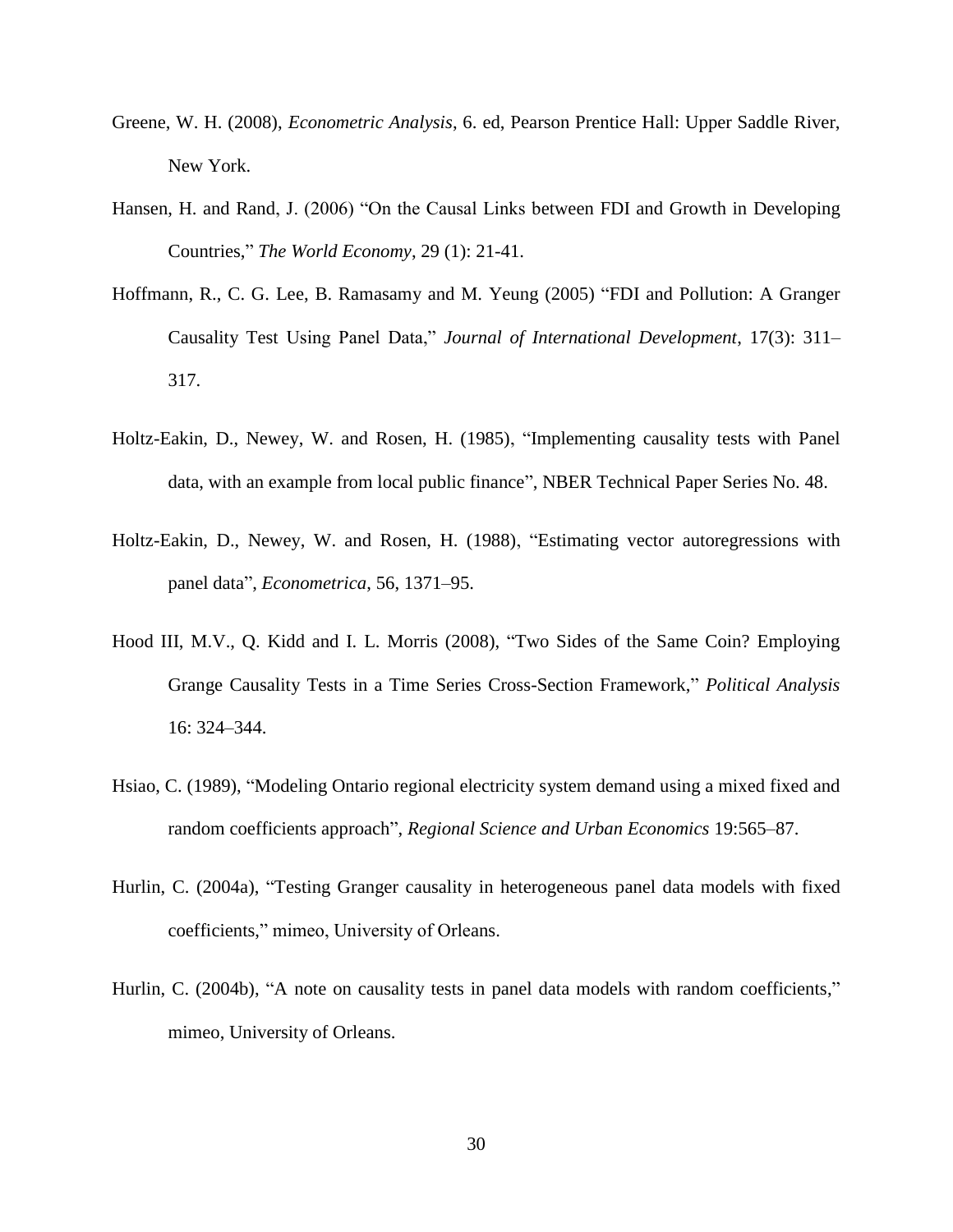Greene, W. H. (2008), *Econometric Analysis*, 6. ed, Pearson Prentice Hall: Upper Saddle River, New York.

Hansen, H. and Rand, J. (2006) "On the Causal Links between FDI and Growth in Developing Countries," *The World Economy*, 29 (1): 21-41.

Hoffmann, R., C. G. Lee, B. Ramasamy and M. Yeung (2005) "FDI and Pollution: A Granger Causality Test Using Panel Data," *Journal of International Development*, 17(3): 311–317.

Holtz-Eakin, D., Newey, W. and Rosen, H. (1985), "Implementing causality tests with Panel data, with an example from local public finance", NBER Technical Paper Series No. 48.

Holtz-Eakin, D., Newey, W. and Rosen, H. (1988), "Estimating vector autoregressions with panel data", *Econometrica*, 56, 1371–95.

Hood III, M.V., Q. Kidd and I. L. Morris (2008), "Two Sides of the Same Coin? Employing Grange Causality Tests in a Time Series Cross-Section Framework," *Political Analysis* 16: 324–344.

Hsiao, C. (1989), "Modeling Ontario regional electricity system demand using a mixed fixed and random coefficients approach", *Regional Science and Urban Economics* 19:565–87.

Hurlin, C. (2004a), "Testing Granger causality in heterogeneous panel data models with fixed coefficients," mimeo, University of Orleans.

Hurlin, C. (2004b), "A note on causality tests in panel data models with random coefficients," mimeo, University of Orleans.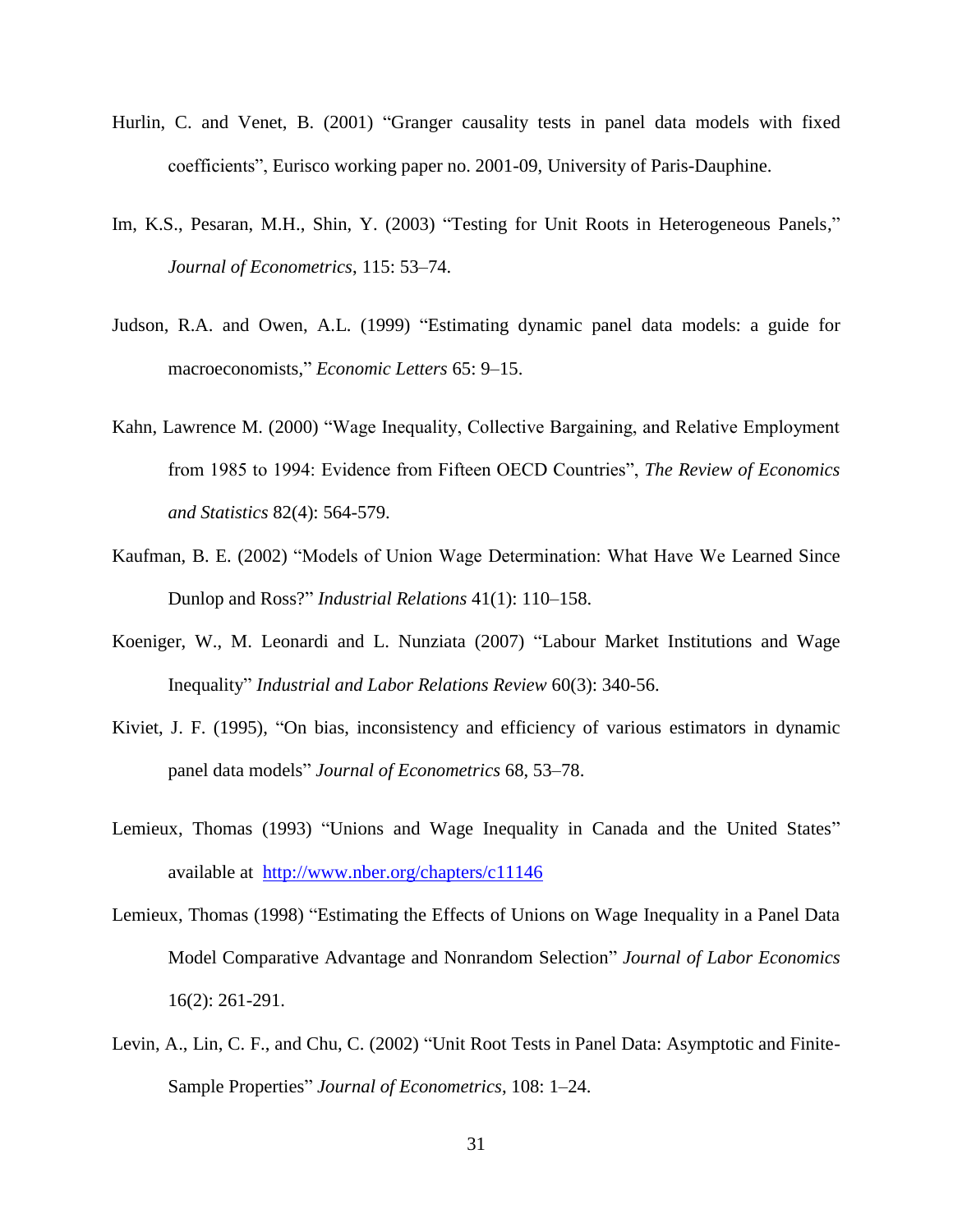Hurlin, C. and Venet, B. (2001) "Granger causality tests in panel data models with fixed coefficients", Eurisco working paper no. 2001-09, University of Paris-Dauphine.

Im, K.S., Pesaran, M.H., Shin, Y. (2003) "Testing for Unit Roots in Heterogeneous Panels," *Journal of Econometrics*, 115: 53–74.

Judson, R.A. and Owen, A.L. (1999) "Estimating dynamic panel data models: a guide for macroeconomists," *Economic Letters* 65: 9–15.

Kahn, Lawrence M. (2000) "Wage Inequality, Collective Bargaining, and Relative Employment from 1985 to 1994: Evidence from Fifteen OECD Countries", *The Review of Economics and Statistics* 82(4): 564-579.

Kaufman, B. E. (2002) "Models of Union Wage Determination: What Have We Learned Since Dunlop and Ross?" *Industrial Relations* 41(1): 110–158.

Koeniger, W., M. Leonardi and L. Nunziata (2007) "Labour Market Institutions and Wage Inequality" *Industrial and Labor Relations Review* 60(3): 340-56.

Kiviet, J. F. (1995), "On bias, inconsistency and efficiency of various estimators in dynamic panel data models" *Journal of Econometrics* 68, 53–78.

Lemieux, Thomas (1993) "Unions and Wage Inequality in Canada and the United States" available at http://www.nber.org/chapters/c11146

Lemieux, Thomas (1998) "Estimating the Effects of Unions on Wage Inequality in a Panel Data Model Comparative Advantage and Nonrandom Selection" *Journal of Labor Economics* 16(2): 261-291.

Levin, A., Lin, C. F., and Chu, C. (2002) "Unit Root Tests in Panel Data: Asymptotic and Finite-Sample Properties" *Journal of Econometrics*, 108: 1–24.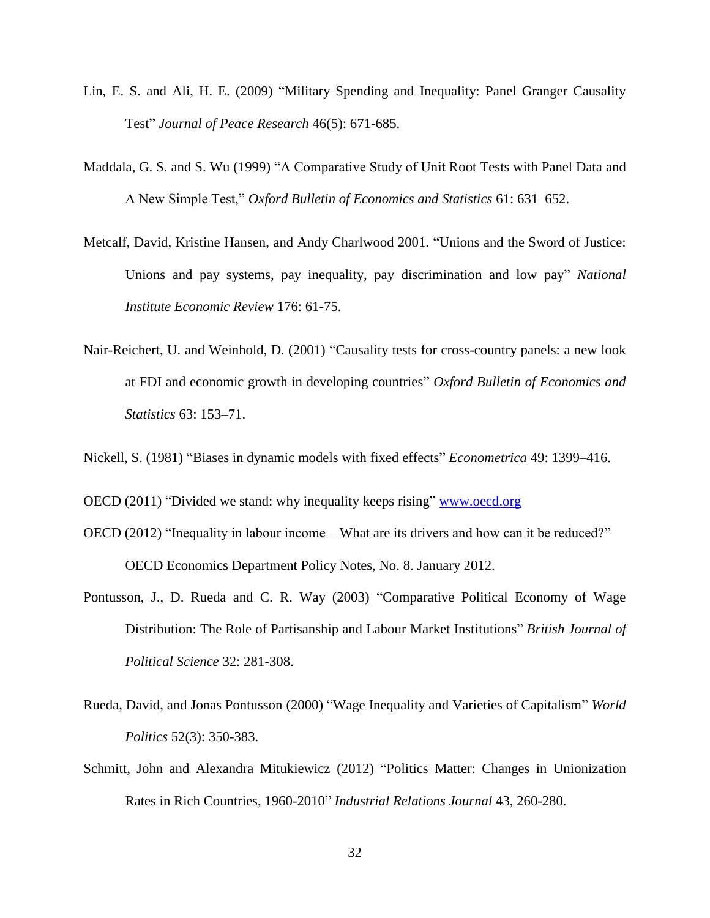Lin, E. S. and Ali, H. E. (2009) "Military Spending and Inequality: Panel Granger Causality Test" *Journal of Peace Research* 46(5): 671-685.

Maddala, G. S. and S. Wu (1999) "A Comparative Study of Unit Root Tests with Panel Data and A New Simple Test," *Oxford Bulletin of Economics and Statistics* 61: 631–652.

Metcalf, David, Kristine Hansen, and Andy Charlwood 2001. "Unions and the Sword of Justice: Unions and pay systems, pay inequality, pay discrimination and low pay" *National Institute Economic Review* 176: 61-75.

Nair-Reichert, U. and Weinhold, D. (2001) "Causality tests for cross-country panels: a new look at FDI and economic growth in developing countries" *Oxford Bulletin of Economics and Statistics* 63: 153–71.

Nickell, S. (1981) "Biases in dynamic models with fixed effects" *Econometrica* 49: 1399–416.

OECD (2011) "Divided we stand: why inequality keeps rising" [www.oecd.org](www.oecd.org)

OECD (2012) "Inequality in labour income – What are its drivers and how can it be reduced?" OECD Economics Department Policy Notes, No. 8. January 2012.

Pontusson, J., D. Rueda and C. R. Way (2003) "Comparative Political Economy of Wage Distribution: The Role of Partisanship and Labour Market Institutions" *British Journal of Political Science* 32: 281-308.

Rueda, David, and Jonas Pontusson (2000) "Wage Inequality and Varieties of Capitalism" *World Politics* 52(3): 350-383.

Schmitt, John and Alexandra Mitukiewicz (2012) "Politics Matter: Changes in Unionization Rates in Rich Countries, 1960-2010" *Industrial Relations Journal* 43, 260-280.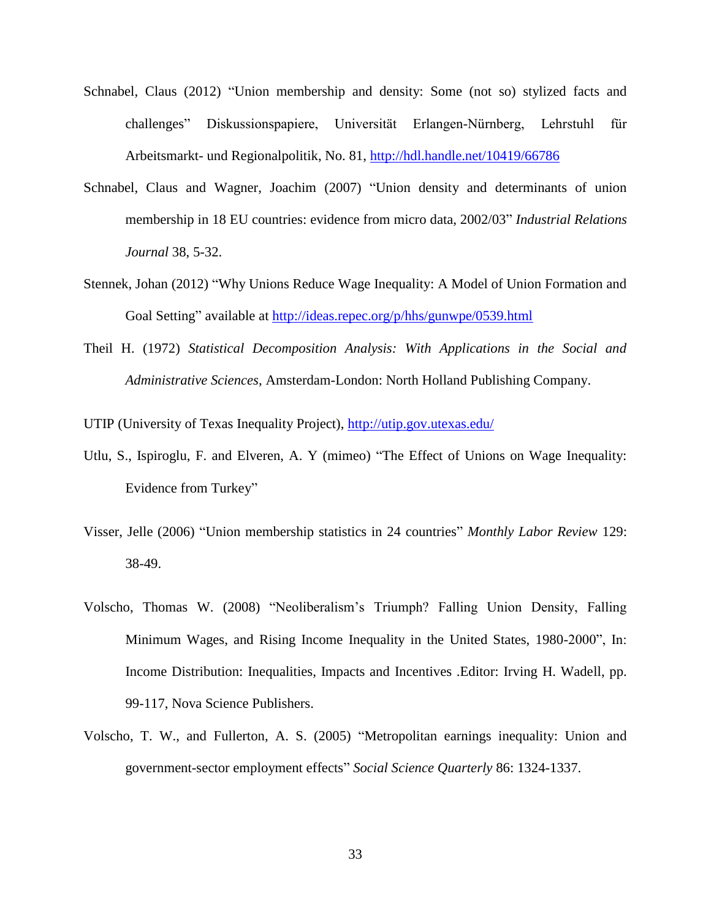Schnabel, Claus (2012) "Union membership and density: Some (not so) stylized facts and challenges" Diskussionspapiere, Universität Erlangen-Nürnberg, Lehrstuhl für Arbeitsmarkt- und Regionalpolitik, No. 81, http://hdl.handle.net/10419/66786

Schnabel, Claus and Wagner, Joachim (2007) "Union density and determinants of union membership in 18 EU countries: evidence from micro data, 2002/03" *Industrial Relations Journal* 38, 5-32.

Stennek, Johan (2012) "Why Unions Reduce Wage Inequality: A Model of Union Formation and Goal Setting" available at http://ideas.repec.org/p/hhs/gunwpe/0539.html

Theil H. (1972) *Statistical Decomposition Analysis: With Applications in the Social and Administrative Sciences*, Amsterdam-London: North Holland Publishing Company.

UTIP (University of Texas Inequality Project), http://utip.gov.utexas.edu/

Utlu, S., Ispiroglu, F. and Elveren, A. Y (mimeo) "The Effect of Unions on Wage Inequality: Evidence from Turkey"

Visser, Jelle (2006) "Union membership statistics in 24 countries" *Monthly Labor Review* 129: 38-49.

Volscho, Thomas W. (2008) "Neoliberalism's Triumph? Falling Union Density, Falling Minimum Wages, and Rising Income Inequality in the United States, 1980-2000", In: Income Distribution: Inequalities, Impacts and Incentives .Editor: Irving H. Wadell, pp. 99-117, Nova Science Publishers.

Volscho, T. W., and Fullerton, A. S. (2005) "Metropolitan earnings inequality: Union and government-sector employment effects" *Social Science Quarterly* 86: 1324-1337.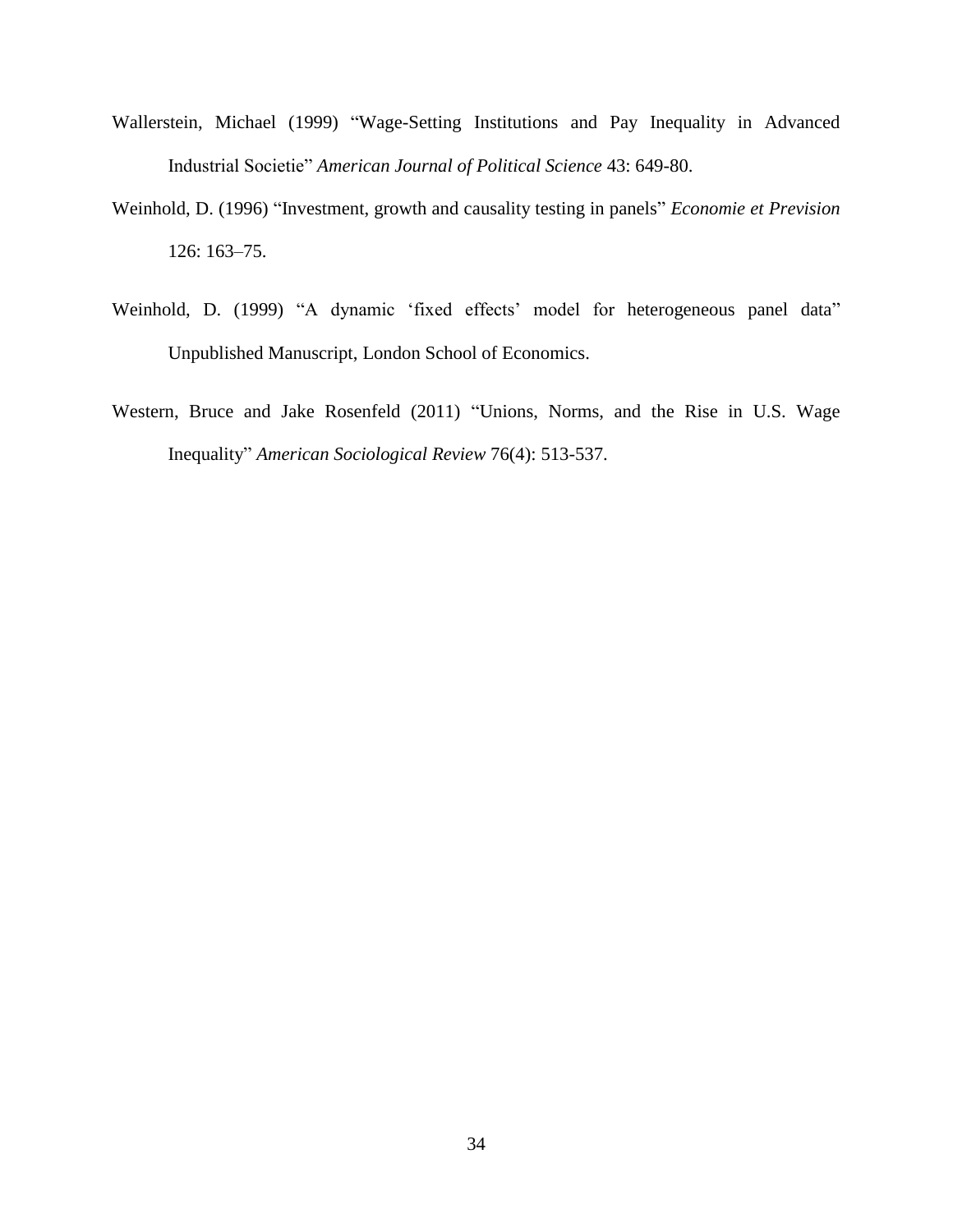Wallerstein, Michael (1999) "Wage-Setting Institutions and Pay Inequality in Advanced Industrial Societie" *American Journal of Political Science* 43: 649-80.

Weinhold, D. (1996) "Investment, growth and causality testing in panels" *Economie et Prevision* 126: 163–75.

Weinhold, D. (1999) "A dynamic 'fixed effects' model for heterogeneous panel data" Unpublished Manuscript, London School of Economics.

Western, Bruce and Jake Rosenfeld (2011) "Unions, Norms, and the Rise in U.S. Wage Inequality" *American Sociological Review* 76(4): 513-537.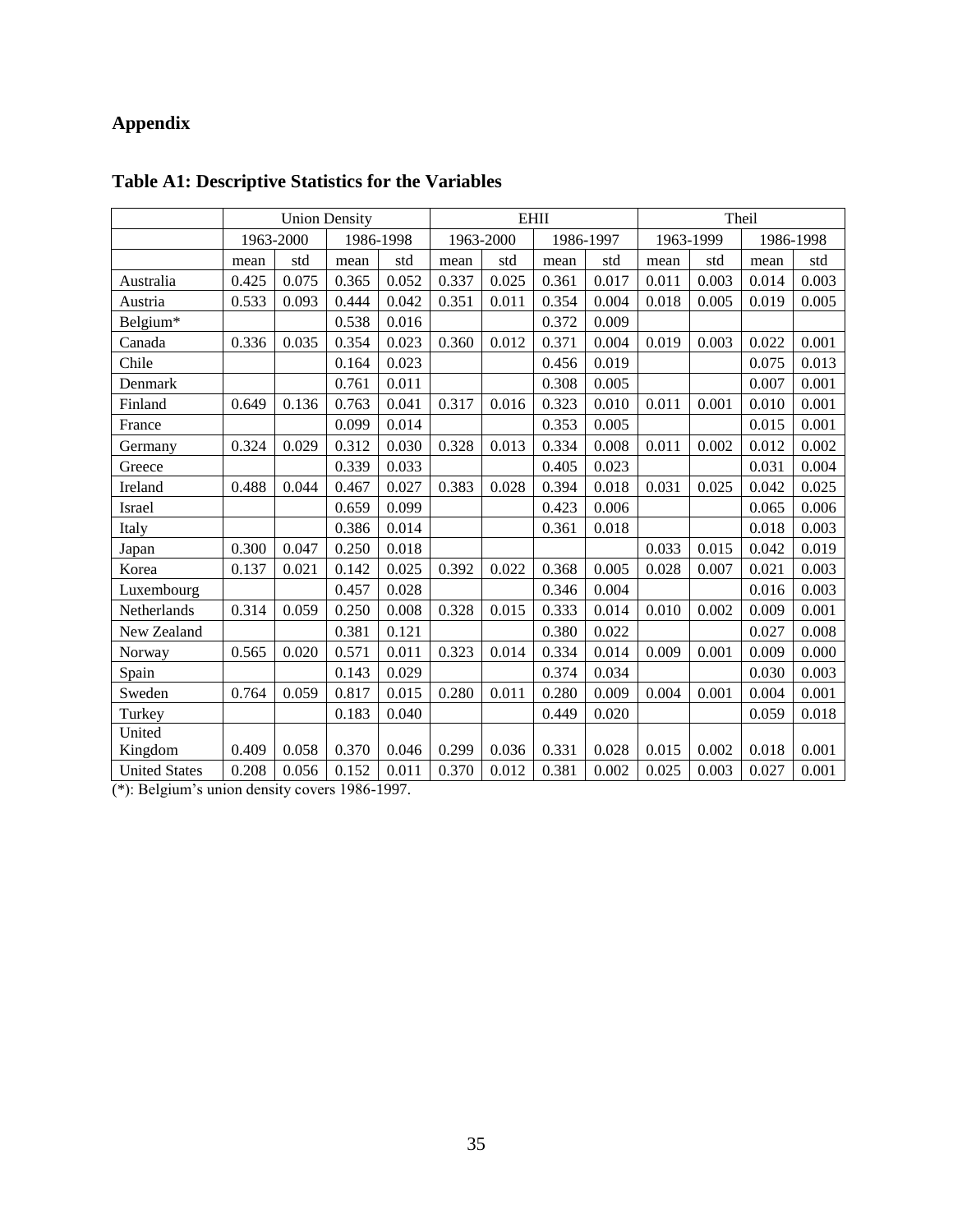## Appendix

### Table A1: Descriptive Statistics for the Variables

| | Union Density | | | | EHII | | | | Theil | | | |
|---|---|---|---|---|---|---|---|---|---|---|---|---|
| | 1963-2000 | | 1986-1998 | | 1963-2000 | | 1986-1997 | | 1963-1999 | | 1986-1998 | |
| | mean | std | mean | std | mean | std | mean | std | mean | std | mean | std |
| Australia | 0.425 | 0.075 | 0.365 | 0.052 | 0.337 | 0.025 | 0.361 | 0.017 | 0.011 | 0.003 | 0.014 | 0.003 |
| Austria | 0.533 | 0.093 | 0.444 | 0.042 | 0.351 | 0.011 | 0.354 | 0.004 | 0.018 | 0.005 | 0.019 | 0.005 |
| Belgium* | | | 0.538 | 0.016 | | | 0.372 | 0.009 | | | | |
| Canada | 0.336 | 0.035 | 0.354 | 0.023 | 0.360 | 0.012 | 0.371 | 0.004 | 0.019 | 0.003 | 0.022 | 0.001 |
| Chile | | | 0.164 | 0.023 | | | 0.456 | 0.019 | | | 0.075 | 0.013 |
| Denmark | | | 0.761 | 0.011 | | | 0.308 | 0.005 | | | 0.007 | 0.001 |
| Finland | 0.649 | 0.136 | 0.763 | 0.041 | 0.317 | 0.016 | 0.323 | 0.010 | 0.011 | 0.001 | 0.010 | 0.001 |
| France | | | 0.099 | 0.014 | | | 0.353 | 0.005 | | | 0.015 | 0.001 |
| Germany | 0.324 | 0.029 | 0.312 | 0.030 | 0.328 | 0.013 | 0.334 | 0.008 | 0.011 | 0.002 | 0.012 | 0.002 |
| Greece | | | 0.339 | 0.033 | | | 0.405 | 0.023 | | | 0.031 | 0.004 |
| Ireland | 0.488 | 0.044 | 0.467 | 0.027 | 0.383 | 0.028 | 0.394 | 0.018 | 0.031 | 0.025 | 0.042 | 0.025 |
| Israel | | | 0.659 | 0.099 | | | 0.423 | 0.006 | | | 0.065 | 0.006 |
| Italy | | | 0.386 | 0.014 | | | 0.361 | 0.018 | | | 0.018 | 0.003 |
| Japan | 0.300 | 0.047 | 0.250 | 0.018 | | | | | 0.033 | 0.015 | 0.042 | 0.019 |
| Korea | 0.137 | 0.021 | 0.142 | 0.025 | 0.392 | 0.022 | 0.368 | 0.005 | 0.028 | 0.007 | 0.021 | 0.003 |
| Luxembourg | | | 0.457 | 0.028 | | | 0.346 | 0.004 | | | 0.016 | 0.003 |
| Netherlands | 0.314 | 0.059 | 0.250 | 0.008 | 0.328 | 0.015 | 0.333 | 0.014 | 0.010 | 0.002 | 0.009 | 0.001 |
| New Zealand | | | 0.381 | 0.121 | | | 0.380 | 0.022 | | | 0.027 | 0.008 |
| Norway | 0.565 | 0.020 | 0.571 | 0.011 | 0.323 | 0.014 | 0.334 | 0.014 | 0.009 | 0.001 | 0.009 | 0.000 |
| Spain | | | 0.143 | 0.029 | | | 0.374 | 0.034 | | | 0.030 | 0.003 |
| Sweden | 0.764 | 0.059 | 0.817 | 0.015 | 0.280 | 0.011 | 0.280 | 0.009 | 0.004 | 0.001 | 0.004 | 0.001 |
| Turkey | | | 0.183 | 0.040 | | | 0.449 | 0.020 | | | 0.059 | 0.018 |
| United Kingdom | 0.409 | 0.058 | 0.370 | 0.046 | 0.299 | 0.036 | 0.331 | 0.028 | 0.015 | 0.002 | 0.018 | 0.001 |
| United States | 0.208 | 0.056 | 0.152 | 0.011 | 0.370 | 0.012 | 0.381 | 0.002 | 0.025 | 0.003 | 0.027 | 0.001 |

(*): Belgium's union density covers 1986-1997.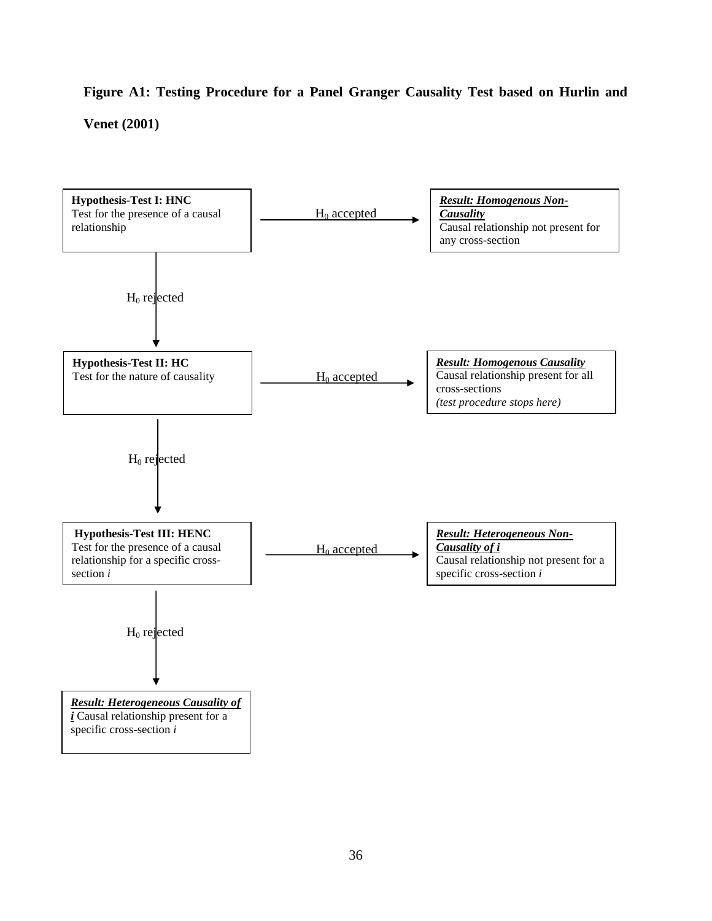**Figure A1: Testing Procedure for a Panel Granger Causality Test based on Hurlin and Venet (2001)**

**Hypothesis-Test I: HNC**
Test for the presence of a causal relationship

$H_0$ accepted

***Result: Homogenous Non-Causality***
Causal relationship not present for any cross-section

$H_0$ rejected

**Hypothesis-Test II: HC**
Test for the nature of causality

$H_0$ accepted

***Result: Homogenous Causality***
Causal relationship present for all cross-sections
*(test procedure stops here)*

$H_0$ rejected

**Hypothesis-Test III: HENC**
Test for the presence of a causal relationship for a specific cross-section *i*

$H_0$ accepted

***Result: Heterogeneous Non-Causality of i***
Causal relationship not present for a specific cross-section *i*

$H_0$ rejected

***Result: Heterogeneous Causality of i*** Causal relationship present for a specific cross-section *i*